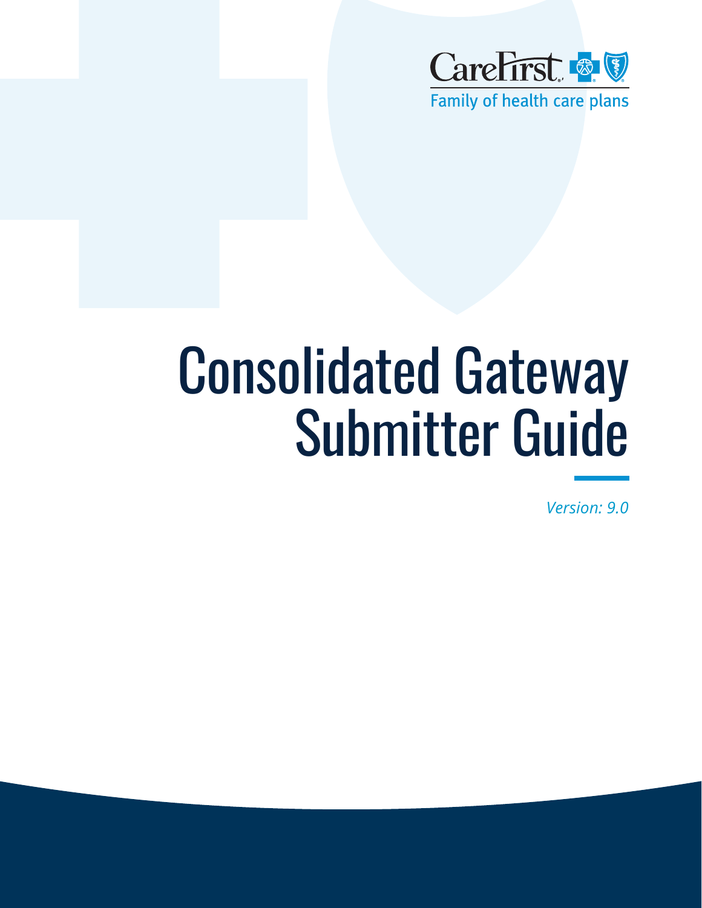CareFirst

Family of health care plans

# Consolidated Gateway Submitter Guide

*Version: 9.0*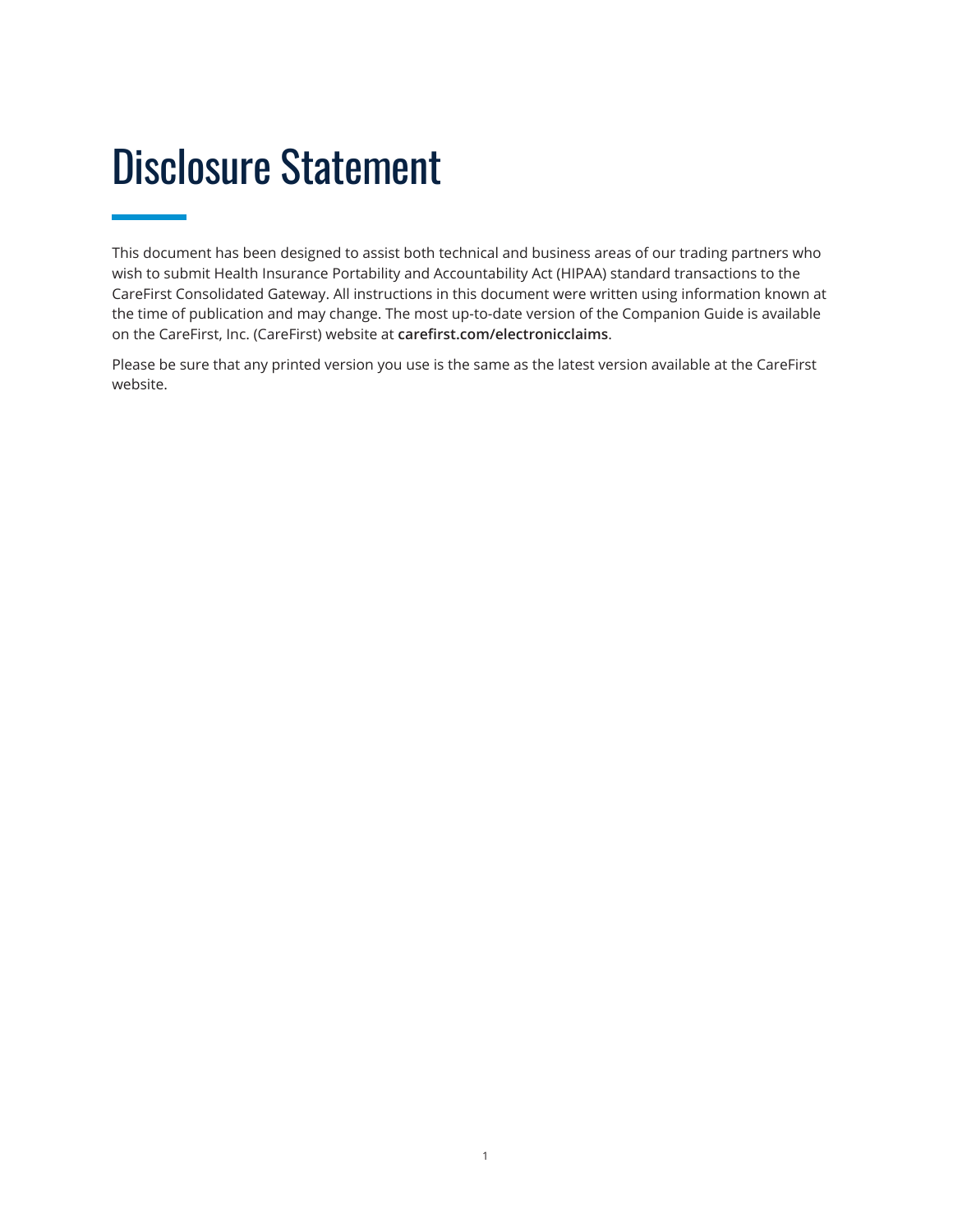# Disclosure Statement

This document has been designed to assist both technical and business areas of our trading partners who wish to submit Health Insurance Portability and Accountability Act (HIPAA) standard transactions to the CareFirst Consolidated Gateway. All instructions in this document were written using information known at the time of publication and may change. The most up-to-date version of the Companion Guide is available on the CareFirst, Inc. (CareFirst) website at **carefirst.com/electronicclaims**.

Please be sure that any printed version you use is the same as the latest version available at the CareFirst website.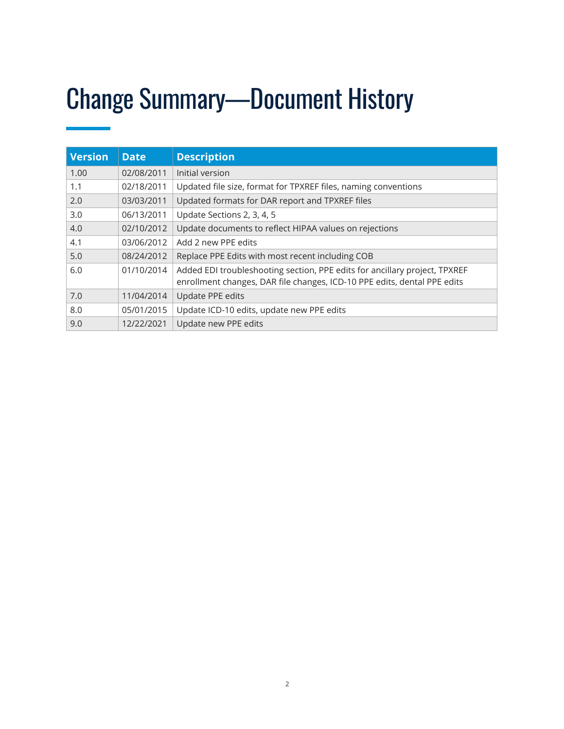# Change Summary—Document History

| Version | Date | Description |
|---|---|---|
| 1.00 | 02/08/2011 | Initial version |
| 1.1 | 02/18/2011 | Updated file size, format for TPXREF files, naming conventions |
| 2.0 | 03/03/2011 | Updated formats for DAR report and TPXREF files |
| 3.0 | 06/13/2011 | Update Sections 2, 3, 4, 5 |
| 4.0 | 02/10/2012 | Update documents to reflect HIPAA values on rejections |
| 4.1 | 03/06/2012 | Add 2 new PPE edits |
| 5.0 | 08/24/2012 | Replace PPE Edits with most recent including COB |
| 6.0 | 01/10/2014 | Added EDI troubleshooting section, PPE edits for ancillary project, TPXREF enrollment changes, DAR file changes, ICD-10 PPE edits, dental PPE edits |
| 7.0 | 11/04/2014 | Update PPE edits |
| 8.0 | 05/01/2015 | Update ICD-10 edits, update new PPE edits |
| 9.0 | 12/22/2021 | Update new PPE edits |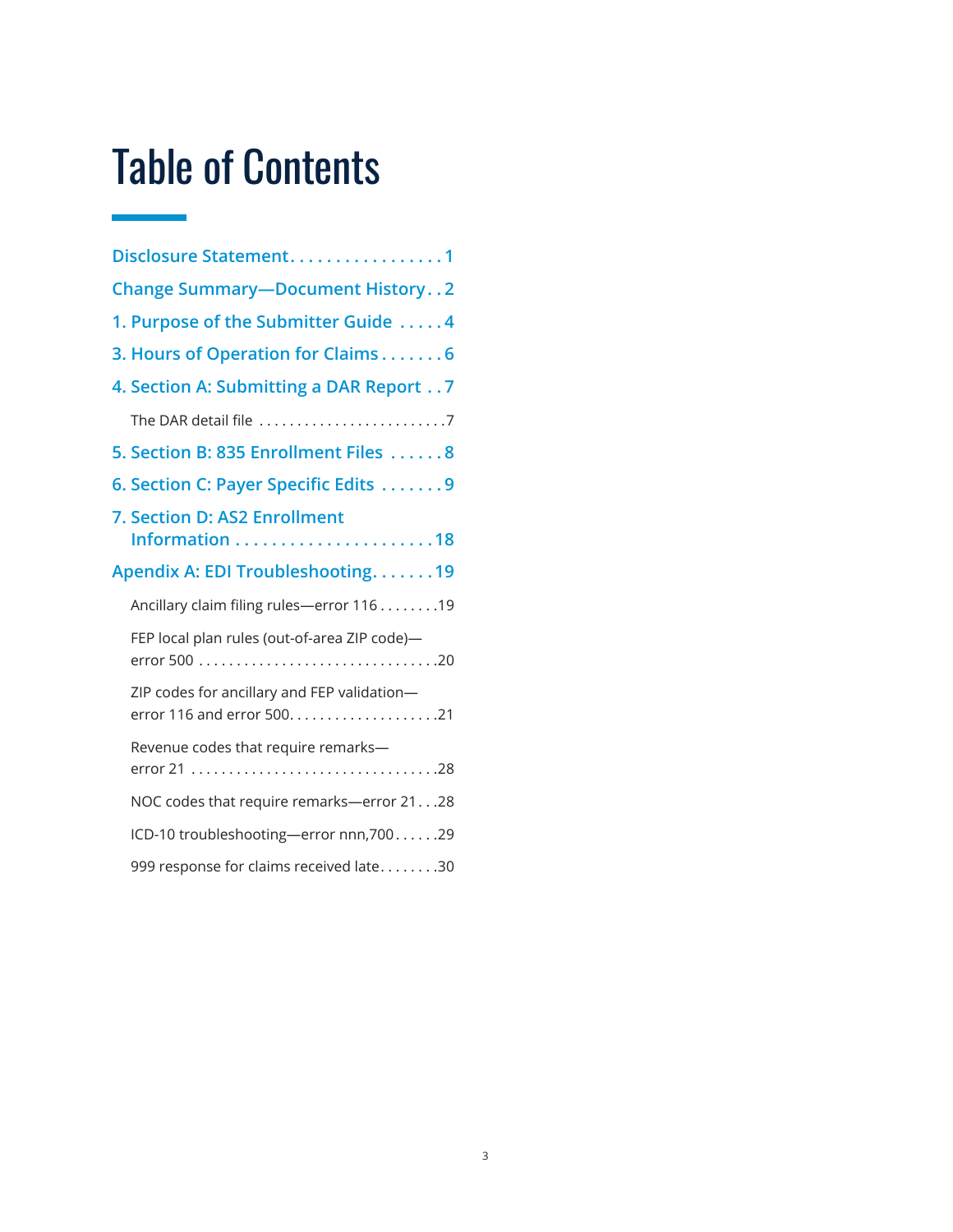# Table of Contents

- Disclosure Statement . . . . . . . . . . . . . . . . . 1
- Change Summary—Document History . . 2
- 1. Purpose of the Submitter Guide . . . . . 4
- 3. Hours of Operation for Claims . . . . . . . 6
- 4. Section A: Submitting a DAR Report . . 7
  - The DAR detail file . . . . . . . . . . . . . . . . . . . . . . . . . 7
- 5. Section B: 835 Enrollment Files . . . . . . 8
- 6. Section C: Payer Specific Edits . . . . . . . 9
- 7. Section D: AS2 Enrollment Information . . . . . . . . . . . . . . . . . . . . . . 18
- Apendix A: EDI Troubleshooting . . . . . . . 19
  - Ancillary claim filing rules—error 116 . . . . . . . . 19
  - FEP local plan rules (out-of-area ZIP code)—error 500 . . . . . . . . . . . . . . . . . . . . . . . . . . . . . . . 20
  - ZIP codes for ancillary and FEP validation—error 116 and error 500 . . . . . . . . . . . . . . . . . . . . 21
  - Revenue codes that require remarks—error 21 . . . . . . . . . . . . . . . . . . . . . . . . . . . . . . . . 28
  - NOC codes that require remarks—error 21 . . . 28
  - ICD-10 troubleshooting—error nnn,700 . . . . . . 29
  - 999 response for claims received late . . . . . . . . 30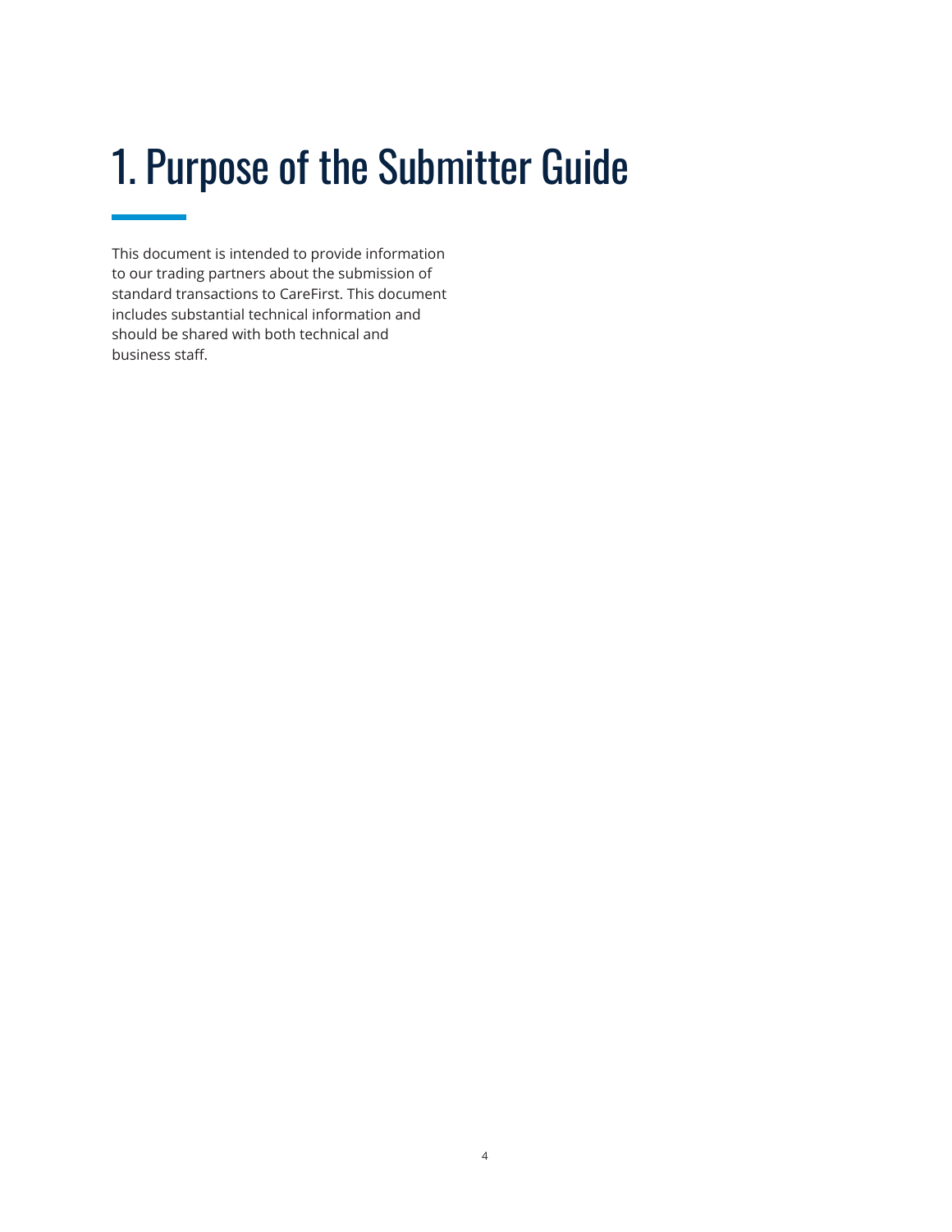# 1. Purpose of the Submitter Guide

This document is intended to provide information to our trading partners about the submission of standard transactions to CareFirst. This document includes substantial technical information and should be shared with both technical and business staff.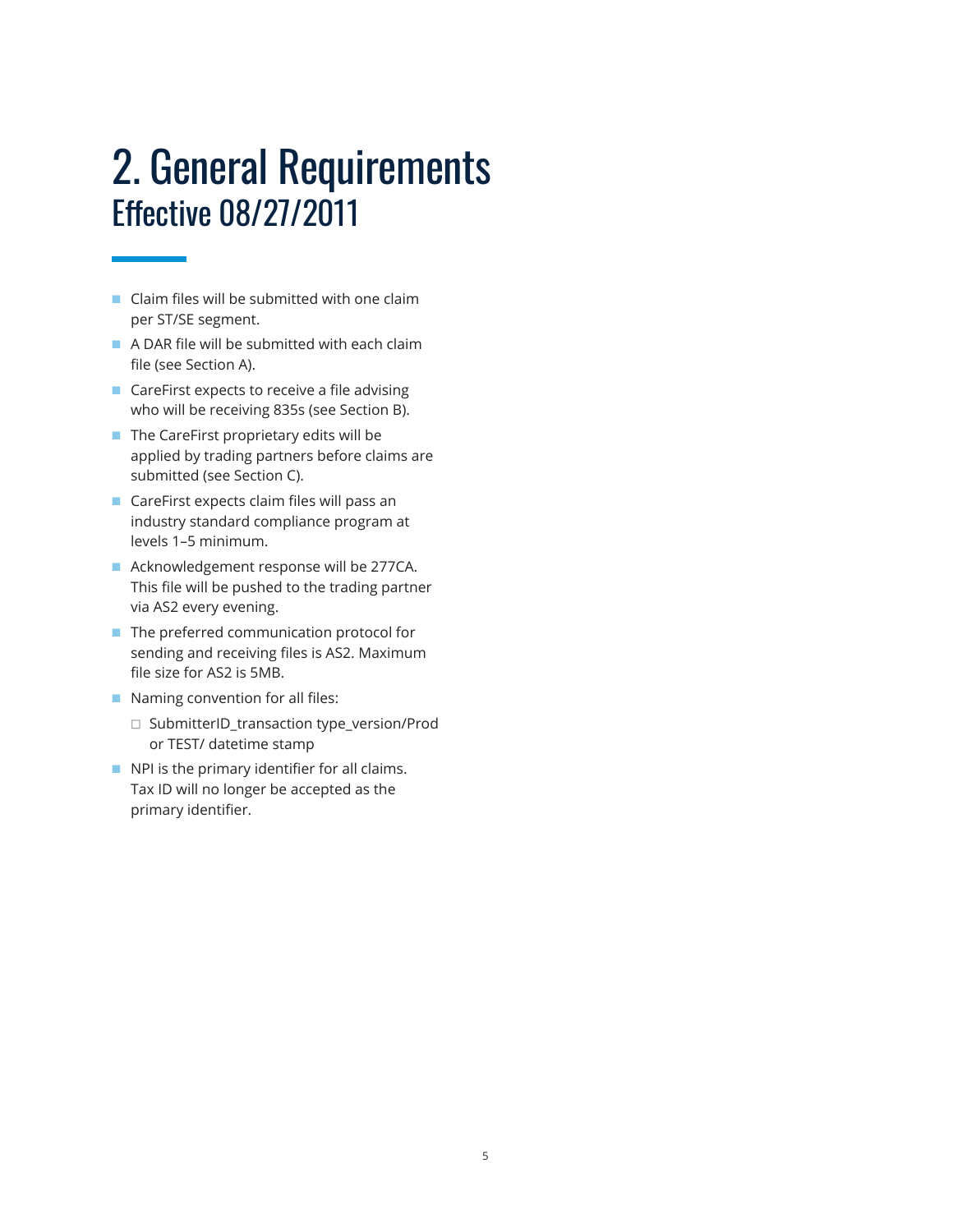# 2. General Requirements

## Effective 08/27/2011

- Claim files will be submitted with one claim per ST/SE segment.
- A DAR file will be submitted with each claim file (see Section A).
- CareFirst expects to receive a file advising who will be receiving 835s (see Section B).
- The CareFirst proprietary edits will be applied by trading partners before claims are submitted (see Section C).
- CareFirst expects claim files will pass an industry standard compliance program at levels 1–5 minimum.
- Acknowledgement response will be 277CA. This file will be pushed to the trading partner via AS2 every evening.
- The preferred communication protocol for sending and receiving files is AS2. Maximum file size for AS2 is 5MB.
- Naming convention for all files:
  - SubmitterID_transaction type_version/Prod or TEST/ datetime stamp
- NPI is the primary identifier for all claims. Tax ID will no longer be accepted as the primary identifier.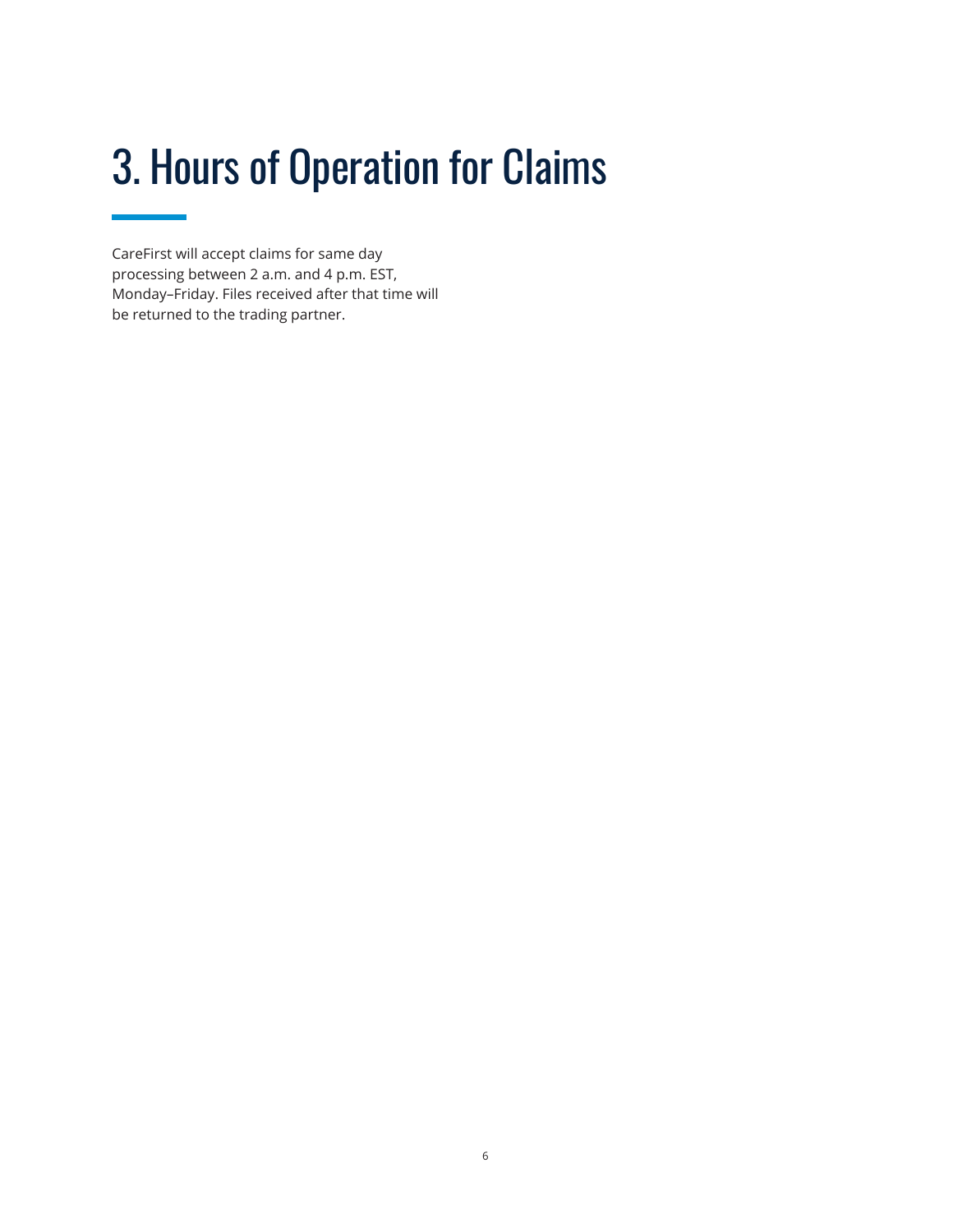# 3. Hours of Operation for Claims

CareFirst will accept claims for same day processing between 2 a.m. and 4 p.m. EST, Monday–Friday. Files received after that time will be returned to the trading partner.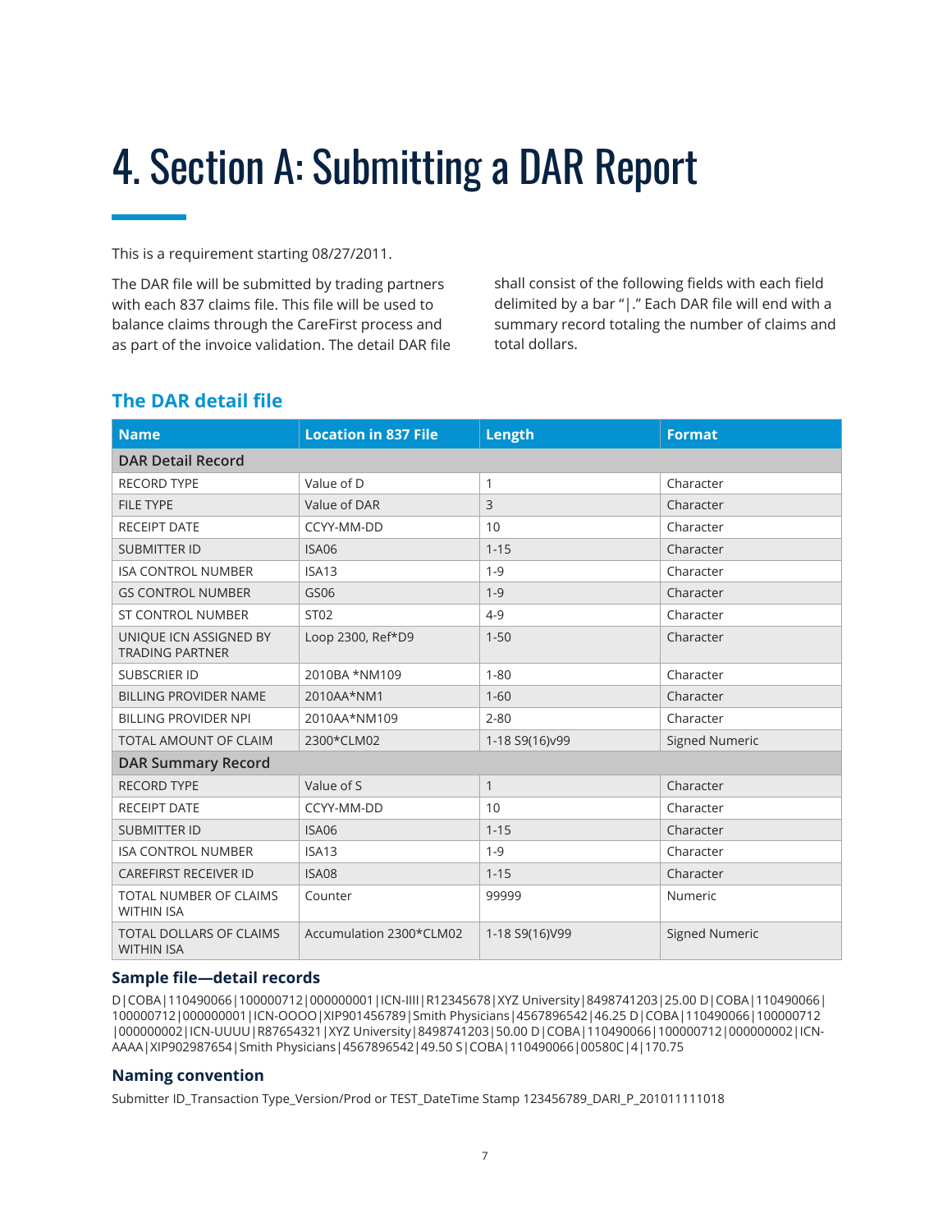# 4. Section A: Submitting a DAR Report

This is a requirement starting 08/27/2011.

The DAR file will be submitted by trading partners with each 837 claims file. This file will be used to balance claims through the CareFirst process and as part of the invoice validation. The detail DAR file shall consist of the following fields with each field delimited by a bar "|." Each DAR file will end with a summary record totaling the number of claims and total dollars.

## The DAR detail file

| Name | Location in 837 File | Length | Format |
|---|---|---|---|
| **DAR Detail Record** | | | |
| RECORD TYPE | Value of D | 1 | Character |
| FILE TYPE | Value of DAR | 3 | Character |
| RECEIPT DATE | CCYY-MM-DD | 10 | Character |
| SUBMITTER ID | ISA06 | 1-15 | Character |
| ISA CONTROL NUMBER | ISA13 | 1-9 | Character |
| GS CONTROL NUMBER | GS06 | 1-9 | Character |
| ST CONTROL NUMBER | ST02 | 4-9 | Character |
| UNIQUE ICN ASSIGNED BY TRADING PARTNER | Loop 2300, Ref*D9 | 1-50 | Character |
| SUBSCRIER ID | 2010BA *NM109 | 1-80 | Character |
| BILLING PROVIDER NAME | 2010AA*NM1 | 1-60 | Character |
| BILLING PROVIDER NPI | 2010AA*NM109 | 2-80 | Character |
| TOTAL AMOUNT OF CLAIM | 2300*CLM02 | 1-18 S9(16)v99 | Signed Numeric |
| **DAR Summary Record** | | | |
| RECORD TYPE | Value of S | 1 | Character |
| RECEIPT DATE | CCYY-MM-DD | 10 | Character |
| SUBMITTER ID | ISA06 | 1-15 | Character |
| ISA CONTROL NUMBER | ISA13 | 1-9 | Character |
| CAREFIRST RECEIVER ID | ISA08 | 1-15 | Character |
| TOTAL NUMBER OF CLAIMS WITHIN ISA | Counter | 99999 | Numeric |
| TOTAL DOLLARS OF CLAIMS WITHIN ISA | Accumulation 2300*CLM02 | 1-18 S9(16)V99 | Signed Numeric |

### Sample file—detail records

D|COBA|110490066|100000712|000000001|ICN-IIII|R12345678|XYZ University|8498741203|25.00 D|COBA|110490066|100000712|000000001|ICN-OOOO|XIP901456789|Smith Physicians|4567896542|46.25 D|COBA|110490066|100000712|000000002|ICN-UUUU|R87654321|XYZ University|8498741203|50.00 D|COBA|110490066|100000712|000000002|ICN-AAAA|XIP902987654|Smith Physicians|4567896542|49.50 S|COBA|110490066|00580C|4|170.75

### Naming convention

Submitter ID_Transaction Type_Version/Prod or TEST_DateTime Stamp 123456789_DARI_P_201011111018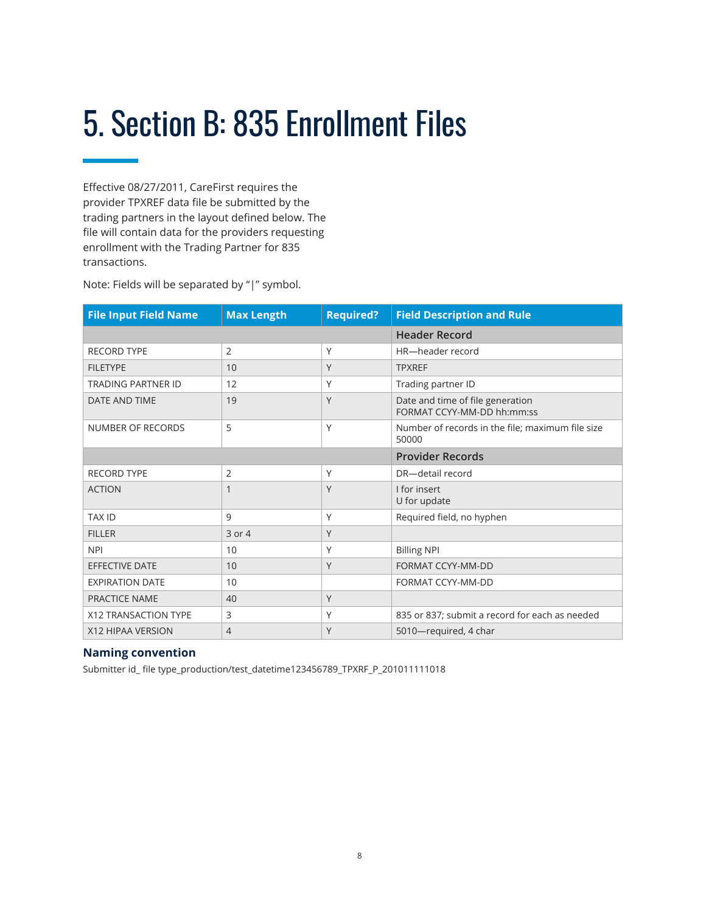# 5. Section B: 835 Enrollment Files

Effective 08/27/2011, CareFirst requires the provider TPXREF data file be submitted by the trading partners in the layout defined below. The file will contain data for the providers requesting enrollment with the Trading Partner for 835 transactions.

Note: Fields will be separated by "|" symbol.

| File Input Field Name | Max Length | Required? | Field Description and Rule |
|---|---|---|---|
| | | | **Header Record** |
| RECORD TYPE | 2 | Y | HR—header record |
| FILETYPE | 10 | Y | TPXREF |
| TRADING PARTNER ID | 12 | Y | Trading partner ID |
| DATE AND TIME | 19 | Y | Date and time of file generation FORMAT CCYY-MM-DD hh:mm:ss |
| NUMBER OF RECORDS | 5 | Y | Number of records in the file; maximum file size 50000 |
| | | | **Provider Records** |
| RECORD TYPE | 2 | Y | DR—detail record |
| ACTION | 1 | Y | I for insert<br>U for update |
| TAX ID | 9 | Y | Required field, no hyphen |
| FILLER | 3 or 4 | Y | |
| NPI | 10 | Y | Billing NPI |
| EFFECTIVE DATE | 10 | Y | FORMAT CCYY-MM-DD |
| EXPIRATION DATE | 10 | | FORMAT CCYY-MM-DD |
| PRACTICE NAME | 40 | Y | |
| X12 TRANSACTION TYPE | 3 | Y | 835 or 837; submit a record for each as needed |
| X12 HIPAA VERSION | 4 | Y | 5010—required, 4 char |

### Naming convention

Submitter id_ file type_production/test_datetime123456789_TPXRF_P_201011111018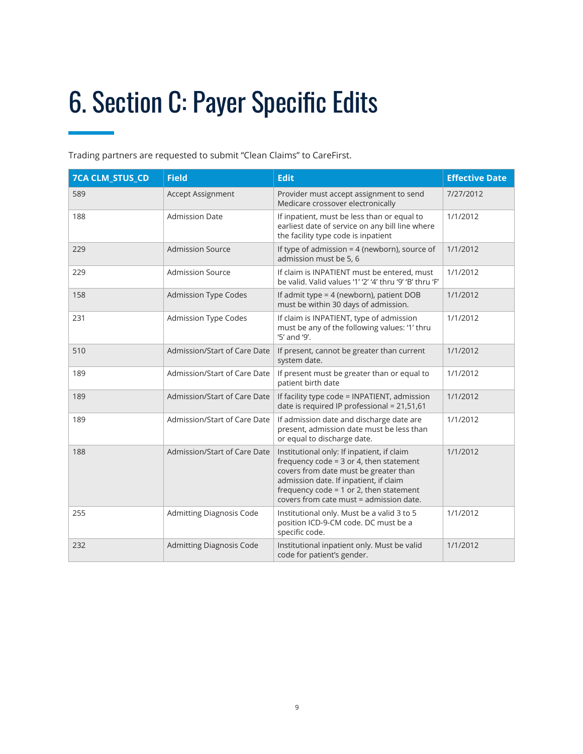# 6. Section C: Payer Specific Edits

Trading partners are requested to submit "Clean Claims" to CareFirst.

| 7CA CLM_STUS_CD | Field | Edit | Effective Date |
|---|---|---|---|
| 589 | Accept Assignment | Provider must accept assignment to send Medicare crossover electronically | 7/27/2012 |
| 188 | Admission Date | If inpatient, must be less than or equal to earliest date of service on any bill line where the facility type code is inpatient | 1/1/2012 |
| 229 | Admission Source | If type of admission = 4 (newborn), source of admission must be 5, 6 | 1/1/2012 |
| 229 | Admission Source | If claim is INPATIENT must be entered, must be valid. Valid values '1' '2' '4' thru '9' 'B' thru 'F' | 1/1/2012 |
| 158 | Admission Type Codes | If admit type = 4 (newborn), patient DOB must be within 30 days of admission. | 1/1/2012 |
| 231 | Admission Type Codes | If claim is INPATIENT, type of admission must be any of the following values: '1' thru '5' and '9'. | 1/1/2012 |
| 510 | Admission/Start of Care Date | If present, cannot be greater than current system date. | 1/1/2012 |
| 189 | Admission/Start of Care Date | If present must be greater than or equal to patient birth date | 1/1/2012 |
| 189 | Admission/Start of Care Date | If facility type code = INPATIENT, admission date is required IP professional = 21,51,61 | 1/1/2012 |
| 189 | Admission/Start of Care Date | If admission date and discharge date are present, admission date must be less than or equal to discharge date. | 1/1/2012 |
| 188 | Admission/Start of Care Date | Institutional only: If inpatient, if claim frequency code = 3 or 4, then statement covers from date must be greater than admission date. If inpatient, if claim frequency code = 1 or 2, then statement covers from cate must = admission date. | 1/1/2012 |
| 255 | Admitting Diagnosis Code | Institutional only. Must be a valid 3 to 5 position ICD-9-CM code. DC must be a specific code. | 1/1/2012 |
| 232 | Admitting Diagnosis Code | Institutional inpatient only. Must be valid code for patient's gender. | 1/1/2012 |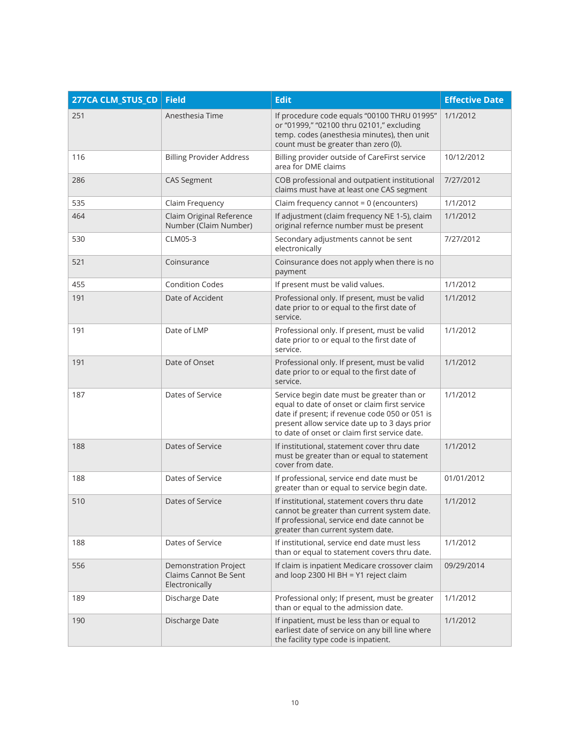| 277CA CLM_STUS_CD | Field | Edit | Effective Date |
|---|---|---|---|
| 251 | Anesthesia Time | If procedure code equals "00100 THRU 01995" or "01999," "02100 thru 02101," excluding temp. codes (anesthesia minutes), then unit count must be greater than zero (0). | 1/1/2012 |
| 116 | Billing Provider Address | Billing provider outside of CareFirst service area for DME claims | 10/12/2012 |
| 286 | CAS Segment | COB professional and outpatient institutional claims must have at least one CAS segment | 7/27/2012 |
| 535 | Claim Frequency | Claim frequency cannot = 0 (encounters) | 1/1/2012 |
| 464 | Claim Original Reference Number (Claim Number) | If adjustment (claim frequency NE 1-5), claim original refernce number must be present | 1/1/2012 |
| 530 | CLM05-3 | Secondary adjustments cannot be sent electronically | 7/27/2012 |
| 521 | Coinsurance | Coinsurance does not apply when there is no payment | |
| 455 | Condition Codes | If present must be valid values. | 1/1/2012 |
| 191 | Date of Accident | Professional only. If present, must be valid date prior to or equal to the first date of service. | 1/1/2012 |
| 191 | Date of LMP | Professional only. If present, must be valid date prior to or equal to the first date of service. | 1/1/2012 |
| 191 | Date of Onset | Professional only. If present, must be valid date prior to or equal to the first date of service. | 1/1/2012 |
| 187 | Dates of Service | Service begin date must be greater than or equal to date of onset or claim first service date if present; if revenue code 050 or 051 is present allow service date up to 3 days prior to date of onset or claim first service date. | 1/1/2012 |
| 188 | Dates of Service | If institutional, statement cover thru date must be greater than or equal to statement cover from date. | 1/1/2012 |
| 188 | Dates of Service | If professional, service end date must be greater than or equal to service begin date. | 01/01/2012 |
| 510 | Dates of Service | If institutional, statement covers thru date cannot be greater than current system date. If professional, service end date cannot be greater than current system date. | 1/1/2012 |
| 188 | Dates of Service | If institutional, service end date must less than or equal to statement covers thru date. | 1/1/2012 |
| 556 | Demonstration Project Claims Cannot Be Sent Electronically | If claim is inpatient Medicare crossover claim and loop 2300 HI BH = Y1 reject claim | 09/29/2014 |
| 189 | Discharge Date | Professional only; If present, must be greater than or equal to the admission date. | 1/1/2012 |
| 190 | Discharge Date | If inpatient, must be less than or equal to earliest date of service on any bill line where the facility type code is inpatient. | 1/1/2012 |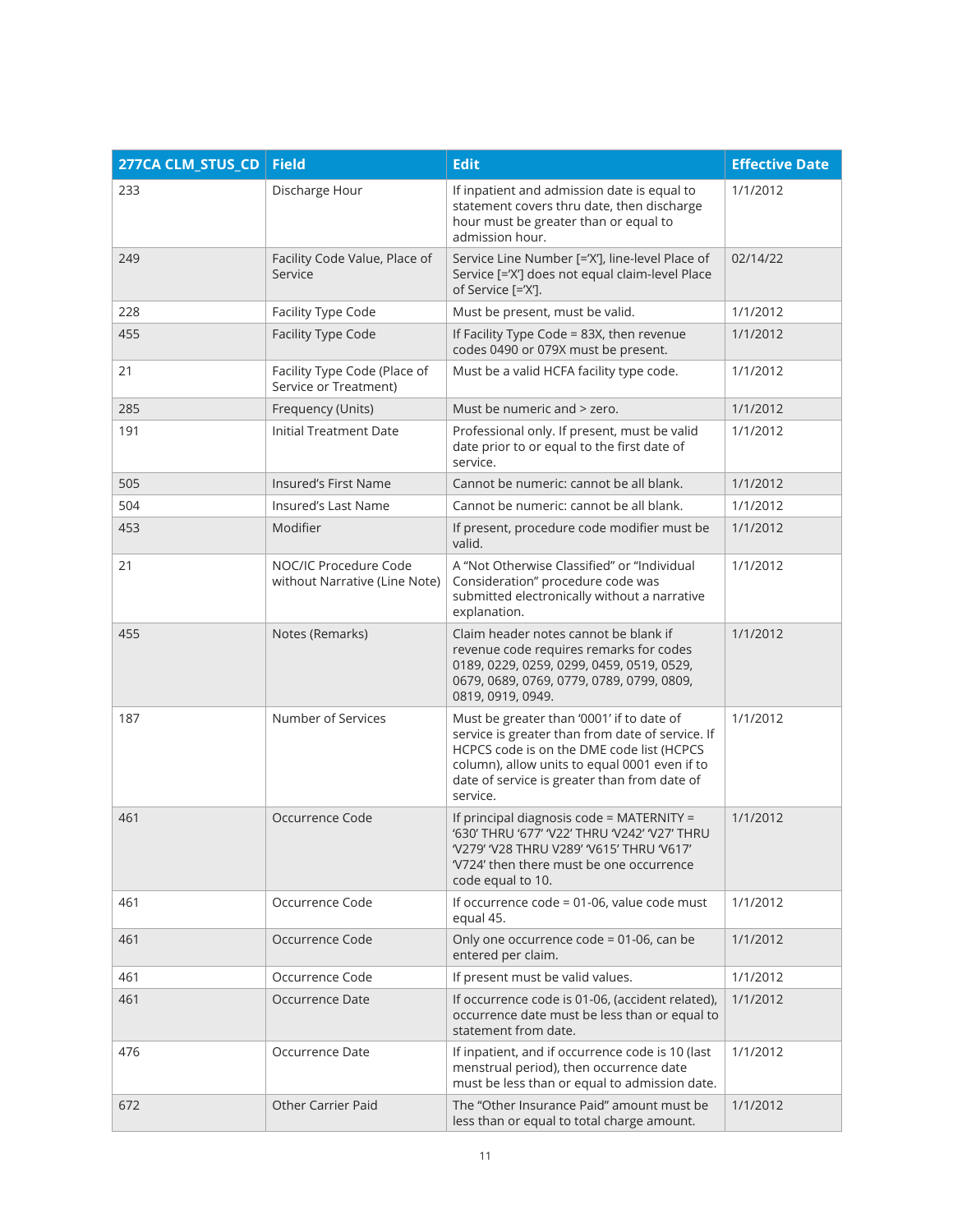| 277CA CLM_STUS_CD | Field | Edit | Effective Date |
|---|---|---|---|
| 233 | Discharge Hour | If inpatient and admission date is equal to statement covers thru date, then discharge hour must be greater than or equal to admission hour. | 1/1/2012 |
| 249 | Facility Code Value, Place of Service | Service Line Number [='X'], line-level Place of Service [='X'] does not equal claim-level Place of Service [='X']. | 02/14/22 |
| 228 | Facility Type Code | Must be present, must be valid. | 1/1/2012 |
| 455 | Facility Type Code | If Facility Type Code = 83X, then revenue codes 0490 or 079X must be present. | 1/1/2012 |
| 21 | Facility Type Code (Place of Service or Treatment) | Must be a valid HCFA facility type code. | 1/1/2012 |
| 285 | Frequency (Units) | Must be numeric and > zero. | 1/1/2012 |
| 191 | Initial Treatment Date | Professional only. If present, must be valid date prior to or equal to the first date of service. | 1/1/2012 |
| 505 | Insured's First Name | Cannot be numeric: cannot be all blank. | 1/1/2012 |
| 504 | Insured's Last Name | Cannot be numeric: cannot be all blank. | 1/1/2012 |
| 453 | Modifier | If present, procedure code modifier must be valid. | 1/1/2012 |
| 21 | NOC/IC Procedure Code without Narrative (Line Note) | A "Not Otherwise Classified" or "Individual Consideration" procedure code was submitted electronically without a narrative explanation. | 1/1/2012 |
| 455 | Notes (Remarks) | Claim header notes cannot be blank if revenue code requires remarks for codes 0189, 0229, 0259, 0299, 0459, 0519, 0529, 0679, 0689, 0769, 0779, 0789, 0799, 0809, 0819, 0919, 0949. | 1/1/2012 |
| 187 | Number of Services | Must be greater than '0001' if to date of service is greater than from date of service. If HCPCS code is on the DME code list (HCPCS column), allow units to equal 0001 even if to date of service is greater than from date of service. | 1/1/2012 |
| 461 | Occurrence Code | If principal diagnosis code = MATERNITY = '630' THRU '677' 'V22' THRU 'V242' 'V27' THRU 'V279' 'V28 THRU V289' 'V615' THRU 'V617' 'V724' then there must be one occurrence code equal to 10. | 1/1/2012 |
| 461 | Occurrence Code | If occurrence code = 01-06, value code must equal 45. | 1/1/2012 |
| 461 | Occurrence Code | Only one occurrence code = 01-06, can be entered per claim. | 1/1/2012 |
| 461 | Occurrence Code | If present must be valid values. | 1/1/2012 |
| 461 | Occurrence Date | If occurrence code is 01-06, (accident related), occurrence date must be less than or equal to statement from date. | 1/1/2012 |
| 476 | Occurrence Date | If inpatient, and if occurrence code is 10 (last menstrual period), then occurrence date must be less than or equal to admission date. | 1/1/2012 |
| 672 | Other Carrier Paid | The "Other Insurance Paid" amount must be less than or equal to total charge amount. | 1/1/2012 |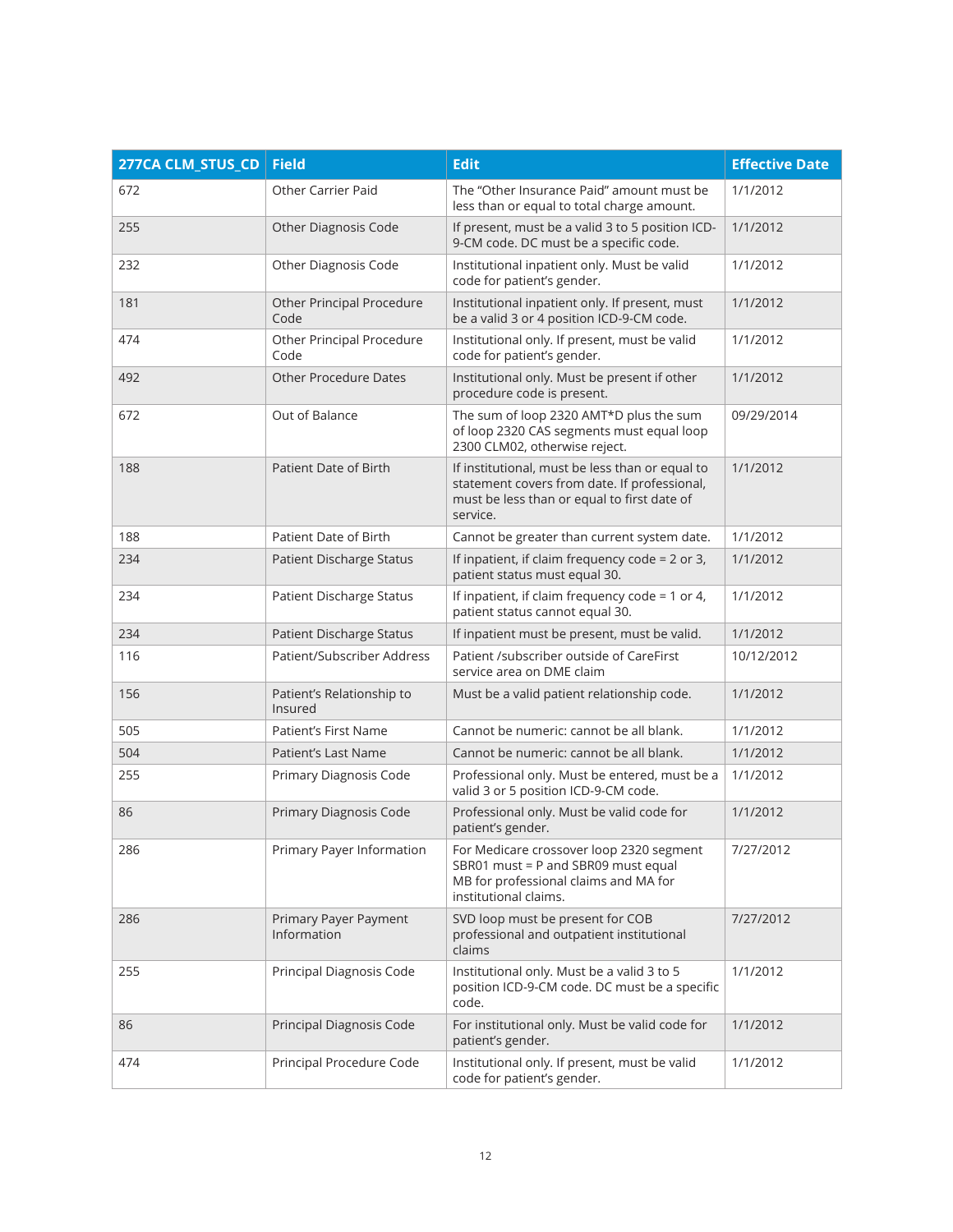| 277CA CLM_STUS_CD | Field | Edit | Effective Date |
|---|---|---|---|
| 672 | Other Carrier Paid | The "Other Insurance Paid" amount must be less than or equal to total charge amount. | 1/1/2012 |
| 255 | Other Diagnosis Code | If present, must be a valid 3 to 5 position ICD-9-CM code. DC must be a specific code. | 1/1/2012 |
| 232 | Other Diagnosis Code | Institutional inpatient only. Must be valid code for patient's gender. | 1/1/2012 |
| 181 | Other Principal Procedure Code | Institutional inpatient only. If present, must be a valid 3 or 4 position ICD-9-CM code. | 1/1/2012 |
| 474 | Other Principal Procedure Code | Institutional only. If present, must be valid code for patient's gender. | 1/1/2012 |
| 492 | Other Procedure Dates | Institutional only. Must be present if other procedure code is present. | 1/1/2012 |
| 672 | Out of Balance | The sum of loop 2320 AMT*D plus the sum of loop 2320 CAS segments must equal loop 2300 CLM02, otherwise reject. | 09/29/2014 |
| 188 | Patient Date of Birth | If institutional, must be less than or equal to statement covers from date. If professional, must be less than or equal to first date of service. | 1/1/2012 |
| 188 | Patient Date of Birth | Cannot be greater than current system date. | 1/1/2012 |
| 234 | Patient Discharge Status | If inpatient, if claim frequency code = 2 or 3, patient status must equal 30. | 1/1/2012 |
| 234 | Patient Discharge Status | If inpatient, if claim frequency code = 1 or 4, patient status cannot equal 30. | 1/1/2012 |
| 234 | Patient Discharge Status | If inpatient must be present, must be valid. | 1/1/2012 |
| 116 | Patient/Subscriber Address | Patient /subscriber outside of CareFirst service area on DME claim | 10/12/2012 |
| 156 | Patient's Relationship to Insured | Must be a valid patient relationship code. | 1/1/2012 |
| 505 | Patient's First Name | Cannot be numeric: cannot be all blank. | 1/1/2012 |
| 504 | Patient's Last Name | Cannot be numeric: cannot be all blank. | 1/1/2012 |
| 255 | Primary Diagnosis Code | Professional only. Must be entered, must be a valid 3 or 5 position ICD-9-CM code. | 1/1/2012 |
| 86 | Primary Diagnosis Code | Professional only. Must be valid code for patient's gender. | 1/1/2012 |
| 286 | Primary Payer Information | For Medicare crossover loop 2320 segment SBR01 must = P and SBR09 must equal MB for professional claims and MA for institutional claims. | 7/27/2012 |
| 286 | Primary Payer Payment Information | SVD loop must be present for COB professional and outpatient institutional claims | 7/27/2012 |
| 255 | Principal Diagnosis Code | Institutional only. Must be a valid 3 to 5 position ICD-9-CM code. DC must be a specific code. | 1/1/2012 |
| 86 | Principal Diagnosis Code | For institutional only. Must be valid code for patient's gender. | 1/1/2012 |
| 474 | Principal Procedure Code | Institutional only. If present, must be valid code for patient's gender. | 1/1/2012 |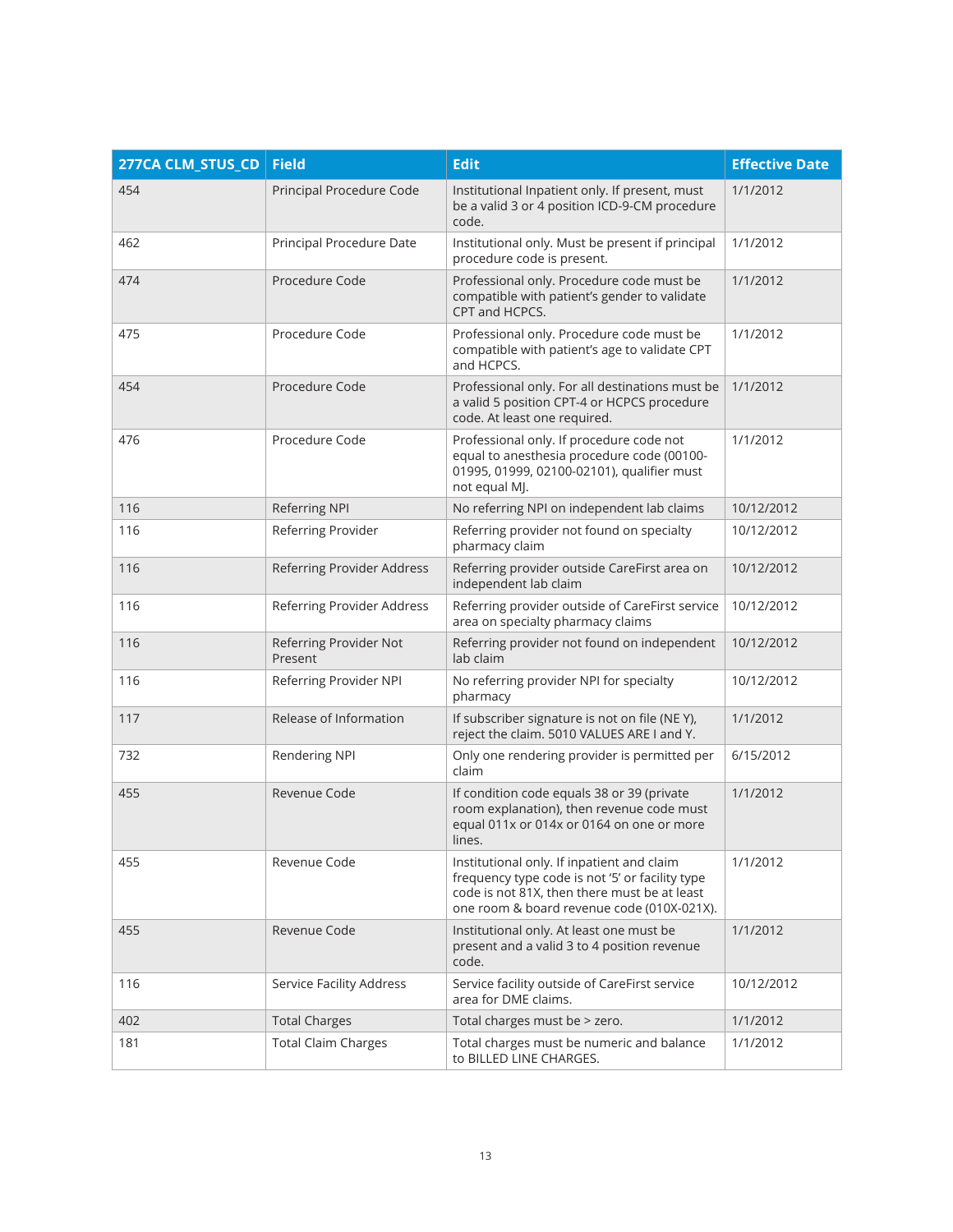| 277CA CLM_STUS_CD | Field | Edit | Effective Date |
|---|---|---|---|
| 454 | Principal Procedure Code | Institutional Inpatient only. If present, must be a valid 3 or 4 position ICD-9-CM procedure code. | 1/1/2012 |
| 462 | Principal Procedure Date | Institutional only. Must be present if principal procedure code is present. | 1/1/2012 |
| 474 | Procedure Code | Professional only. Procedure code must be compatible with patient's gender to validate CPT and HCPCS. | 1/1/2012 |
| 475 | Procedure Code | Professional only. Procedure code must be compatible with patient's age to validate CPT and HCPCS. | 1/1/2012 |
| 454 | Procedure Code | Professional only. For all destinations must be a valid 5 position CPT-4 or HCPCS procedure code. At least one required. | 1/1/2012 |
| 476 | Procedure Code | Professional only. If procedure code not equal to anesthesia procedure code (00100-01995, 01999, 02100-02101), qualifier must not equal MJ. | 1/1/2012 |
| 116 | Referring NPI | No referring NPI on independent lab claims | 10/12/2012 |
| 116 | Referring Provider | Referring provider not found on specialty pharmacy claim | 10/12/2012 |
| 116 | Referring Provider Address | Referring provider outside CareFirst area on independent lab claim | 10/12/2012 |
| 116 | Referring Provider Address | Referring provider outside of CareFirst service area on specialty pharmacy claims | 10/12/2012 |
| 116 | Referring Provider Not Present | Referring provider not found on independent lab claim | 10/12/2012 |
| 116 | Referring Provider NPI | No referring provider NPI for specialty pharmacy | 10/12/2012 |
| 117 | Release of Information | If subscriber signature is not on file (NE Y), reject the claim. 5010 VALUES ARE I and Y. | 1/1/2012 |
| 732 | Rendering NPI | Only one rendering provider is permitted per claim | 6/15/2012 |
| 455 | Revenue Code | If condition code equals 38 or 39 (private room explanation), then revenue code must equal 011x or 014x or 0164 on one or more lines. | 1/1/2012 |
| 455 | Revenue Code | Institutional only. If inpatient and claim frequency type code is not '5' or facility type code is not 81X, then there must be at least one room & board revenue code (010X-021X). | 1/1/2012 |
| 455 | Revenue Code | Institutional only. At least one must be present and a valid 3 to 4 position revenue code. | 1/1/2012 |
| 116 | Service Facility Address | Service facility outside of CareFirst service area for DME claims. | 10/12/2012 |
| 402 | Total Charges | Total charges must be > zero. | 1/1/2012 |
| 181 | Total Claim Charges | Total charges must be numeric and balance to BILLED LINE CHARGES. | 1/1/2012 |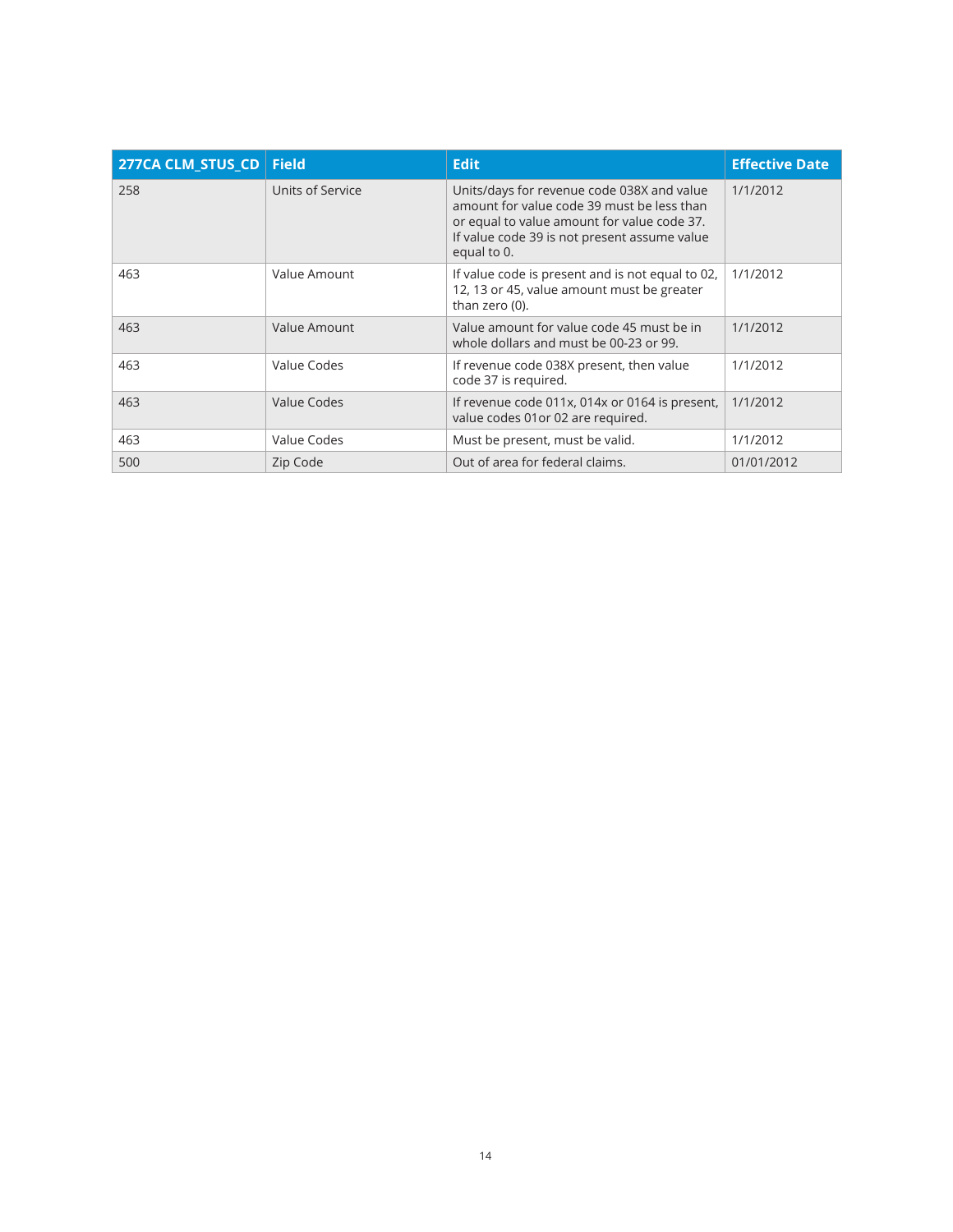| 277CA CLM_STUS_CD | Field | Edit | Effective Date |
|---|---|---|---|
| 258 | Units of Service | Units/days for revenue code 038X and value amount for value code 39 must be less than or equal to value amount for value code 37. If value code 39 is not present assume value equal to 0. | 1/1/2012 |
| 463 | Value Amount | If value code is present and is not equal to 02, 12, 13 or 45, value amount must be greater than zero (0). | 1/1/2012 |
| 463 | Value Amount | Value amount for value code 45 must be in whole dollars and must be 00-23 or 99. | 1/1/2012 |
| 463 | Value Codes | If revenue code 038X present, then value code 37 is required. | 1/1/2012 |
| 463 | Value Codes | If revenue code 011x, 014x or 0164 is present, value codes 01or 02 are required. | 1/1/2012 |
| 463 | Value Codes | Must be present, must be valid. | 1/1/2012 |
| 500 | Zip Code | Out of area for federal claims. | 01/01/2012 |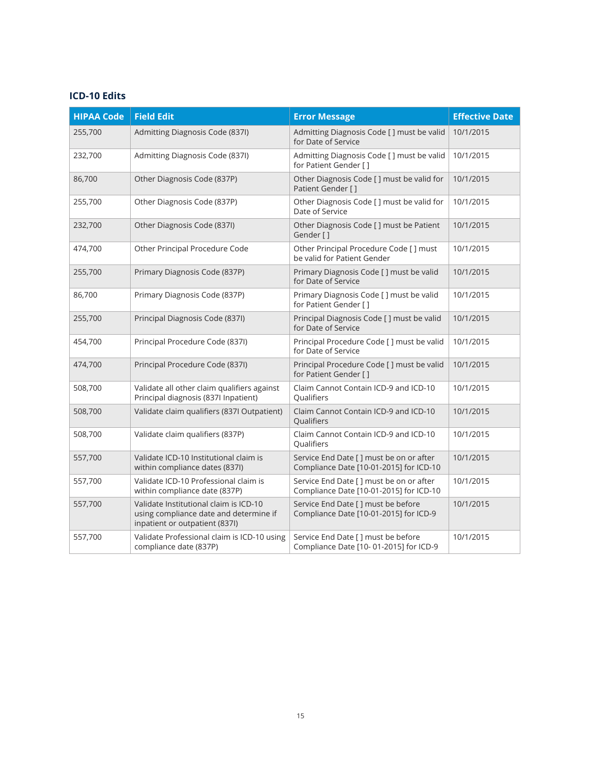## ICD-10 Edits

| HIPAA Code | Field Edit | Error Message | Effective Date |
|---|---|---|---|
| 255,700 | Admitting Diagnosis Code (837I) | Admitting Diagnosis Code [ ] must be valid for Date of Service | 10/1/2015 |
| 232,700 | Admitting Diagnosis Code (837I) | Admitting Diagnosis Code [ ] must be valid for Patient Gender [ ] | 10/1/2015 |
| 86,700 | Other Diagnosis Code (837P) | Other Diagnosis Code [ ] must be valid for Patient Gender [ ] | 10/1/2015 |
| 255,700 | Other Diagnosis Code (837P) | Other Diagnosis Code [ ] must be valid for Date of Service | 10/1/2015 |
| 232,700 | Other Diagnosis Code (837I) | Other Diagnosis Code [ ] must be Patient Gender [ ] | 10/1/2015 |
| 474,700 | Other Principal Procedure Code | Other Principal Procedure Code [ ] must be valid for Patient Gender | 10/1/2015 |
| 255,700 | Primary Diagnosis Code (837P) | Primary Diagnosis Code [ ] must be valid for Date of Service | 10/1/2015 |
| 86,700 | Primary Diagnosis Code (837P) | Primary Diagnosis Code [ ] must be valid for Patient Gender [ ] | 10/1/2015 |
| 255,700 | Principal Diagnosis Code (837I) | Principal Diagnosis Code [ ] must be valid for Date of Service | 10/1/2015 |
| 454,700 | Principal Procedure Code (837I) | Principal Procedure Code [ ] must be valid for Date of Service | 10/1/2015 |
| 474,700 | Principal Procedure Code (837I) | Principal Procedure Code [ ] must be valid for Patient Gender [ ] | 10/1/2015 |
| 508,700 | Validate all other claim qualifiers against Principal diagnosis (837I Inpatient) | Claim Cannot Contain ICD-9 and ICD-10 Qualifiers | 10/1/2015 |
| 508,700 | Validate claim qualifiers (837I Outpatient) | Claim Cannot Contain ICD-9 and ICD-10 Qualifiers | 10/1/2015 |
| 508,700 | Validate claim qualifiers (837P) | Claim Cannot Contain ICD-9 and ICD-10 Qualifiers | 10/1/2015 |
| 557,700 | Validate ICD-10 Institutional claim is within compliance dates (837I) | Service End Date [ ] must be on or after Compliance Date [10-01-2015] for ICD-10 | 10/1/2015 |
| 557,700 | Validate ICD-10 Professional claim is within compliance date (837P) | Service End Date [ ] must be on or after Compliance Date [10-01-2015] for ICD-10 | 10/1/2015 |
| 557,700 | Validate Institutional claim is ICD-10 using compliance date and determine if inpatient or outpatient (837I) | Service End Date [ ] must be before Compliance Date [10-01-2015] for ICD-9 | 10/1/2015 |
| 557,700 | Validate Professional claim is ICD-10 using compliance date (837P) | Service End Date [ ] must be before Compliance Date [10- 01-2015] for ICD-9 | 10/1/2015 |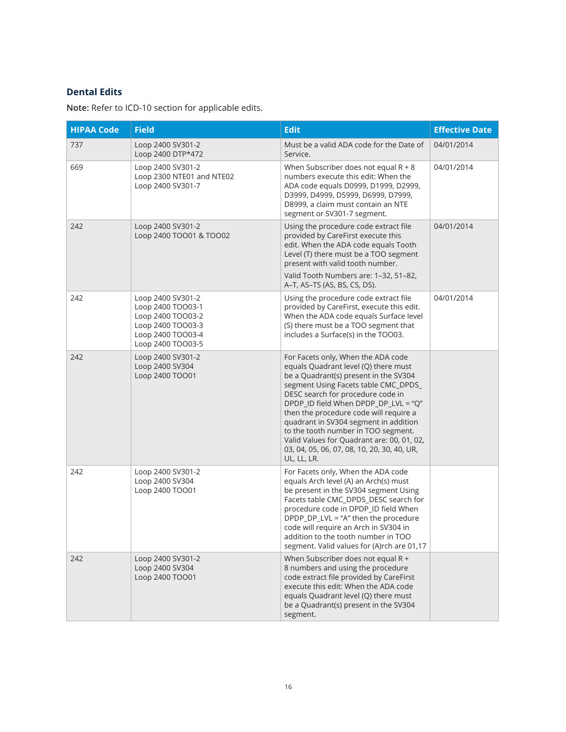## Dental Edits

**Note:** Refer to ICD-10 section for applicable edits.

| HIPAA Code | Field | Edit | Effective Date |
|---|---|---|---|
| 737 | Loop 2400 SV301-2<br>Loop 2400 DTP*472 | Must be a valid ADA code for the Date of Service. | 04/01/2014 |
| 669 | Loop 2400 SV301-2<br>Loop 2300 NTE01 and NTE02<br>Loop 2400 SV301-7 | When Subscriber does not equal R + 8 numbers execute this edit: When the ADA code equals D0999, D1999, D2999, D3999, D4999, D5999, D6999, D7999, D8999, a claim must contain an NTE segment or SV301-7 segment. | 04/01/2014 |
| 242 | Loop 2400 SV301-2<br>Loop 2400 TOO01 & TOO02 | Using the procedure code extract file provided by CareFirst execute this edit. When the ADA code equals Tooth Level (T) there must be a TOO segment present with valid tooth number.<br>Valid Tooth Numbers are: 1–32, 51–82, A–T, AS–TS (AS, BS, CS, DS). | 04/01/2014 |
| 242 | Loop 2400 SV301-2<br>Loop 2400 TOO03-1<br>Loop 2400 TOO03-2<br>Loop 2400 TOO03-3<br>Loop 2400 TOO03-4<br>Loop 2400 TOO03-5 | Using the procedure code extract file provided by CareFirst, execute this edit. When the ADA code equals Surface level (S) there must be a TOO segment that includes a Surface(s) in the TOO03. | 04/01/2014 |
| 242 | Loop 2400 SV301-2<br>Loop 2400 SV304<br>Loop 2400 TOO01 | For Facets only, When the ADA code equals Quadrant level (Q) there must be a Quadrant(s) present in the SV304 segment Using Facets table CMC_DPDS_DESC search for procedure code in DPDP_ID field When DPDP_DP_LVL = "Q" then the procedure code will require a quadrant in SV304 segment in addition to the tooth number in TOO segment. Valid Values for Quadrant are: 00, 01, 02, 03, 04, 05, 06, 07, 08, 10, 20, 30, 40, UR, UL, LL, LR. | |
| 242 | Loop 2400 SV301-2<br>Loop 2400 SV304<br>Loop 2400 TOO01 | For Facets only, When the ADA code equals Arch level (A) an Arch(s) must be present in the SV304 segment Using Facets table CMC_DPDS_DESC search for procedure code in DPDP_ID field When DPDP_DP_LVL = "A" then the procedure code will require an Arch in SV304 in addition to the tooth number in TOO segment. Valid values for (A)rch are 01,17 | |
| 242 | Loop 2400 SV301-2<br>Loop 2400 SV304<br>Loop 2400 TOO01 | When Subscriber does not equal R + 8 numbers and using the procedure code extract file provided by CareFirst execute this edit: When the ADA code equals Quadrant level (Q) there must be a Quadrant(s) present in the SV304 segment. | |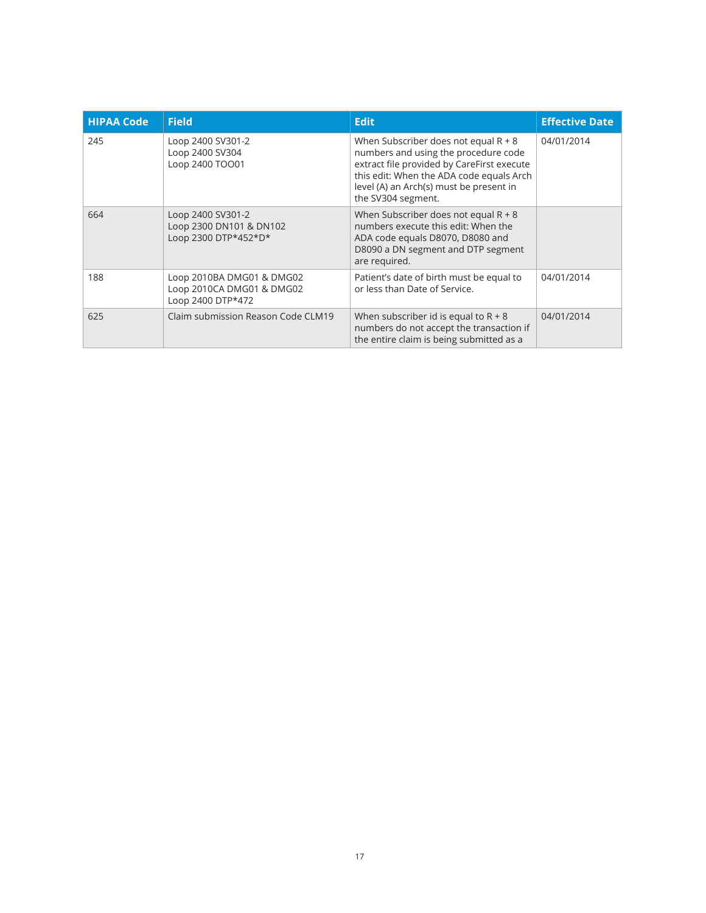| HIPAA Code | Field | Edit | Effective Date |
| --- | --- | --- | --- |
| 245 | Loop 2400 SV301-2<br>Loop 2400 SV304<br>Loop 2400 TOO01 | When Subscriber does not equal R + 8 numbers and using the procedure code extract file provided by CareFirst execute this edit: When the ADA code equals Arch level (A) an Arch(s) must be present in the SV304 segment. | 04/01/2014 |
| 664 | Loop 2400 SV301-2<br>Loop 2300 DN101 & DN102<br>Loop 2300 DTP*452*D* | When Subscriber does not equal R + 8 numbers execute this edit: When the ADA code equals D8070, D8080 and D8090 a DN segment and DTP segment are required. | |
| 188 | Loop 2010BA DMG01 & DMG02<br>Loop 2010CA DMG01 & DMG02<br>Loop 2400 DTP*472 | Patient's date of birth must be equal to or less than Date of Service. | 04/01/2014 |
| 625 | Claim submission Reason Code CLM19 | When subscriber id is equal to R + 8 numbers do not accept the transaction if the entire claim is being submitted as a | 04/01/2014 |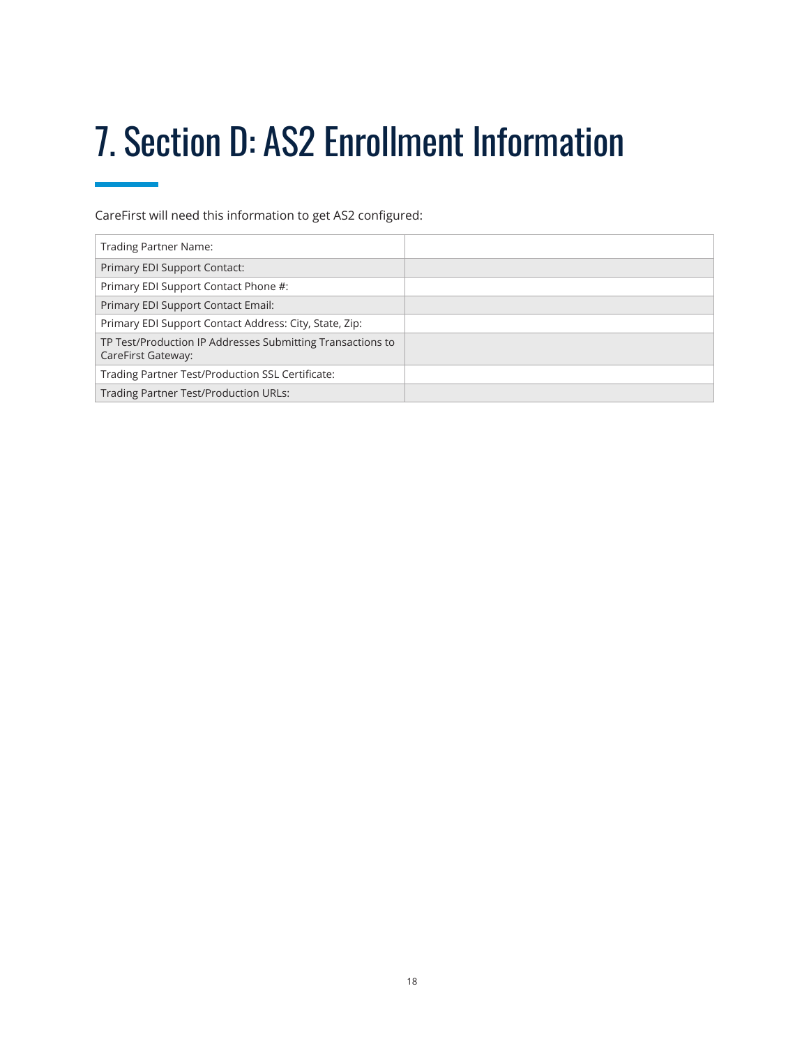# 7. Section D: AS2 Enrollment Information

CareFirst will need this information to get AS2 configured:

| | |
|---|---|
| Trading Partner Name: | |
| Primary EDI Support Contact: | |
| Primary EDI Support Contact Phone #: | |
| Primary EDI Support Contact Email: | |
| Primary EDI Support Contact Address: City, State, Zip: | |
| TP Test/Production IP Addresses Submitting Transactions to CareFirst Gateway: | |
| Trading Partner Test/Production SSL Certificate: | |
| Trading Partner Test/Production URLs: | |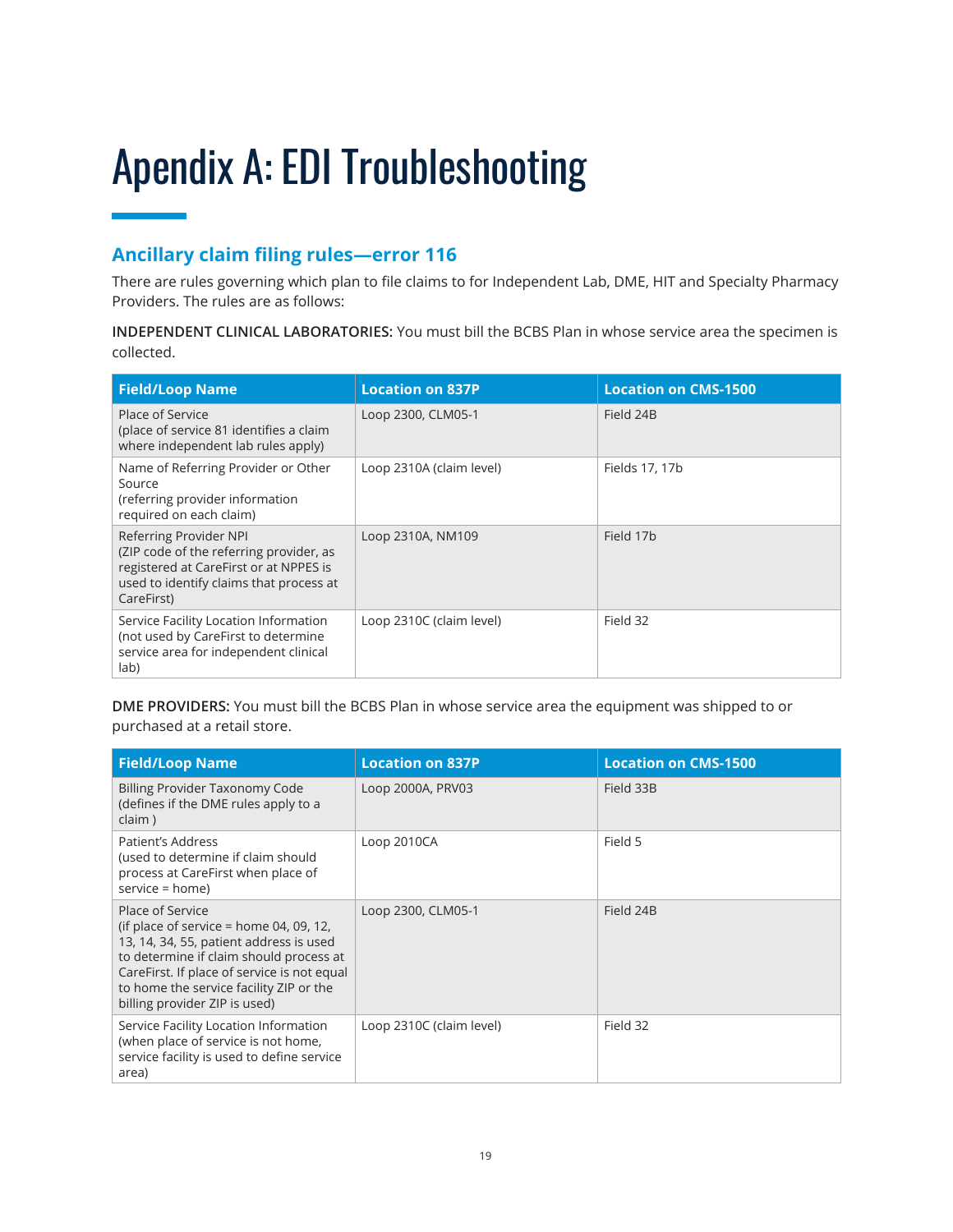# Apendix A: EDI Troubleshooting

## Ancillary claim filing rules—error 116

There are rules governing which plan to file claims to for Independent Lab, DME, HIT and Specialty Pharmacy Providers. The rules are as follows:

**INDEPENDENT CLINICAL LABORATORIES:** You must bill the BCBS Plan in whose service area the specimen is collected.

| Field/Loop Name | Location on 837P | Location on CMS-1500 |
|---|---|---|
| Place of Service<br>(place of service 81 identifies a claim where independent lab rules apply) | Loop 2300, CLM05-1 | Field 24B |
| Name of Referring Provider or Other Source<br>(referring provider information required on each claim) | Loop 2310A (claim level) | Fields 17, 17b |
| Referring Provider NPI<br>(ZIP code of the referring provider, as registered at CareFirst or at NPPES is used to identify claims that process at CareFirst) | Loop 2310A, NM109 | Field 17b |
| Service Facility Location Information<br>(not used by CareFirst to determine service area for independent clinical lab) | Loop 2310C (claim level) | Field 32 |

**DME PROVIDERS:** You must bill the BCBS Plan in whose service area the equipment was shipped to or purchased at a retail store.

| Field/Loop Name | Location on 837P | Location on CMS-1500 |
|---|---|---|
| Billing Provider Taxonomy Code<br>(defines if the DME rules apply to a claim ) | Loop 2000A, PRV03 | Field 33B |
| Patient's Address<br>(used to determine if claim should process at CareFirst when place of service = home) | Loop 2010CA | Field 5 |
| Place of Service<br>(if place of service = home 04, 09, 12, 13, 14, 34, 55, patient address is used to determine if claim should process at CareFirst. If place of service is not equal to home the service facility ZIP or the billing provider ZIP is used) | Loop 2300, CLM05-1 | Field 24B |
| Service Facility Location Information<br>(when place of service is not home, service facility is used to define service area) | Loop 2310C (claim level) | Field 32 |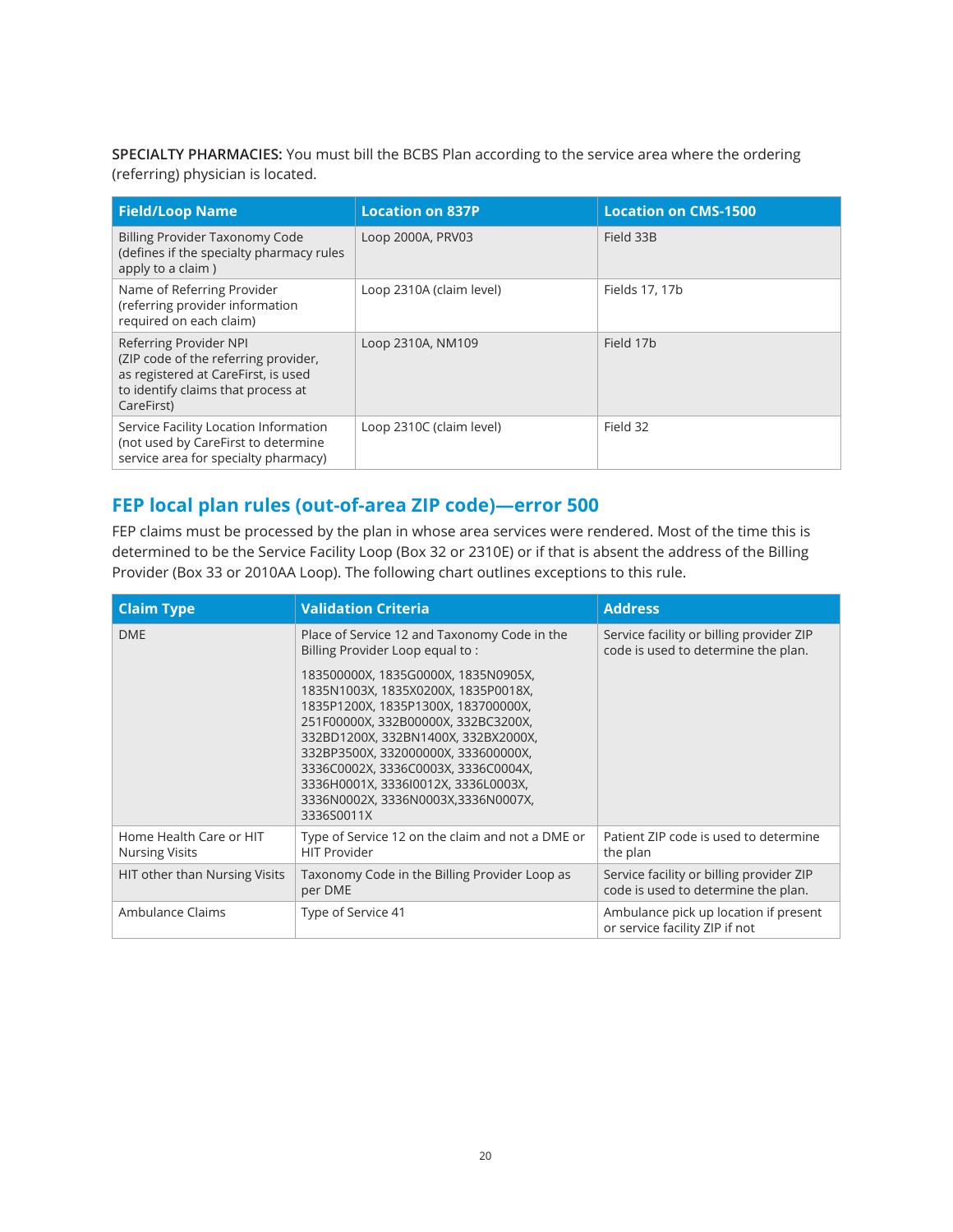**SPECIALTY PHARMACIES:** You must bill the BCBS Plan according to the service area where the ordering (referring) physician is located.

| Field/Loop Name | Location on 837P | Location on CMS-1500 |
|---|---|---|
| Billing Provider Taxonomy Code (defines if the specialty pharmacy rules apply to a claim ) | Loop 2000A, PRV03 | Field 33B |
| Name of Referring Provider (referring provider information required on each claim) | Loop 2310A (claim level) | Fields 17, 17b |
| Referring Provider NPI (ZIP code of the referring provider, as registered at CareFirst, is used to identify claims that process at CareFirst) | Loop 2310A, NM109 | Field 17b |
| Service Facility Location Information (not used by CareFirst to determine service area for specialty pharmacy) | Loop 2310C (claim level) | Field 32 |

## FEP local plan rules (out-of-area ZIP code)—error 500

FEP claims must be processed by the plan in whose area services were rendered. Most of the time this is determined to be the Service Facility Loop (Box 32 or 2310E) or if that is absent the address of the Billing Provider (Box 33 or 2010AA Loop). The following chart outlines exceptions to this rule.

| Claim Type | Validation Criteria | Address |
|---|---|---|
| DME | Place of Service 12 and Taxonomy Code in the Billing Provider Loop equal to : 183500000X, 1835G0000X, 1835N0905X, 1835N1003X, 1835X0200X, 1835P0018X, 1835P1200X, 1835P1300X, 183700000X, 251F00000X, 332B00000X, 332BC3200X, 332BD1200X, 332BN1400X, 332BX2000X, 332BP3500X, 332000000X, 333600000X, 3336C0002X, 3336C0003X, 3336C0004X, 3336H0001X, 3336I0012X, 3336L0003X, 3336N0002X, 3336N0003X,3336N0007X, 3336S0011X | Service facility or billing provider ZIP code is used to determine the plan. |
| Home Health Care or HIT Nursing Visits | Type of Service 12 on the claim and not a DME or HIT Provider | Patient ZIP code is used to determine the plan |
| HIT other than Nursing Visits | Taxonomy Code in the Billing Provider Loop as per DME | Service facility or billing provider ZIP code is used to determine the plan. |
| Ambulance Claims | Type of Service 41 | Ambulance pick up location if present or service facility ZIP if not |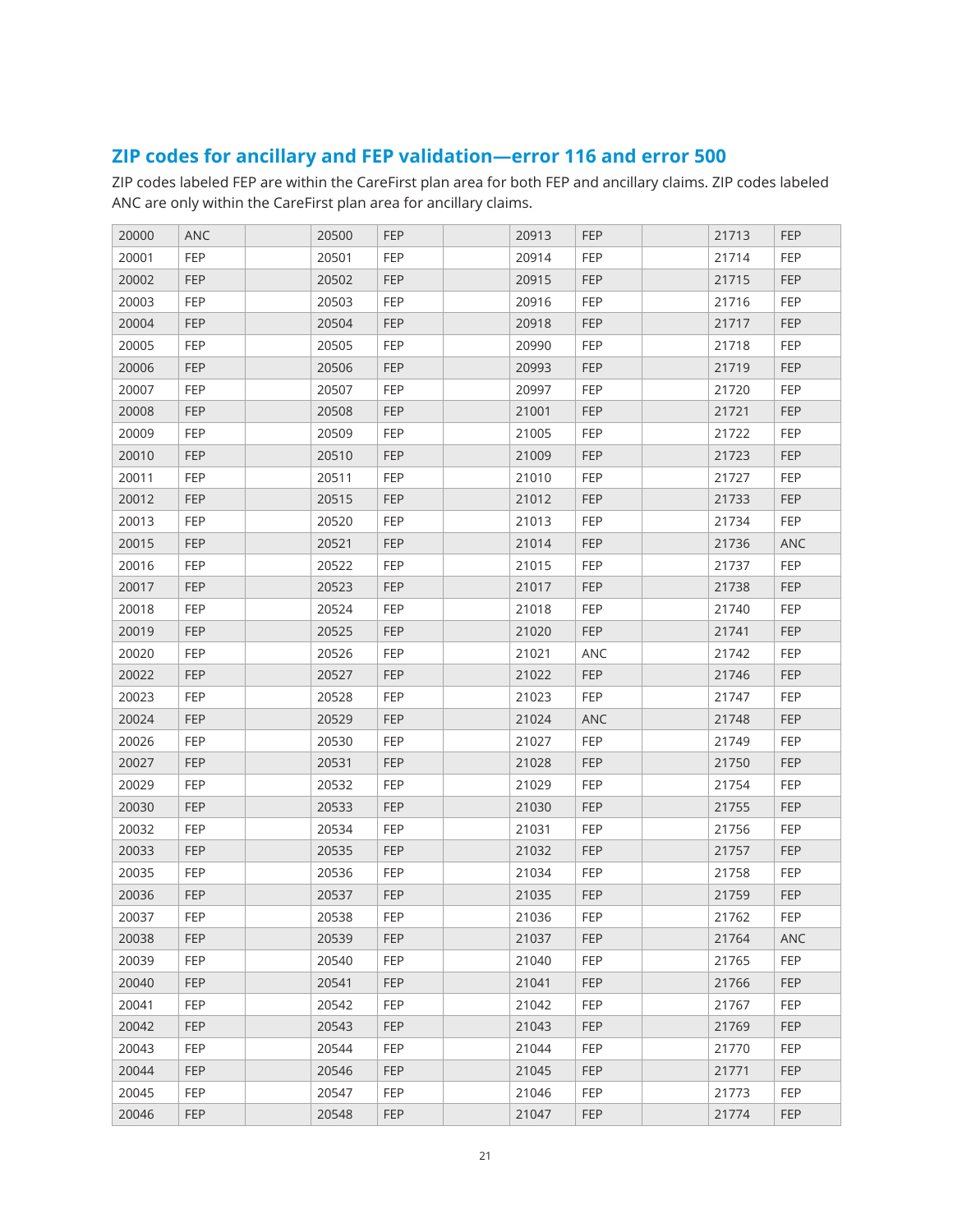## ZIP codes for ancillary and FEP validation—error 116 and error 500

ZIP codes labeled FEP are within the CareFirst plan area for both FEP and ancillary claims. ZIP codes labeled ANC are only within the CareFirst plan area for ancillary claims.

| | | | | | | | | | | |
|---|---|---|---|---|---|---|---|---|---|---|
| 20000 | ANC | | 20500 | FEP | | 20913 | FEP | | 21713 | FEP |
| 20001 | FEP | | 20501 | FEP | | 20914 | FEP | | 21714 | FEP |
| 20002 | FEP | | 20502 | FEP | | 20915 | FEP | | 21715 | FEP |
| 20003 | FEP | | 20503 | FEP | | 20916 | FEP | | 21716 | FEP |
| 20004 | FEP | | 20504 | FEP | | 20918 | FEP | | 21717 | FEP |
| 20005 | FEP | | 20505 | FEP | | 20990 | FEP | | 21718 | FEP |
| 20006 | FEP | | 20506 | FEP | | 20993 | FEP | | 21719 | FEP |
| 20007 | FEP | | 20507 | FEP | | 20997 | FEP | | 21720 | FEP |
| 20008 | FEP | | 20508 | FEP | | 21001 | FEP | | 21721 | FEP |
| 20009 | FEP | | 20509 | FEP | | 21005 | FEP | | 21722 | FEP |
| 20010 | FEP | | 20510 | FEP | | 21009 | FEP | | 21723 | FEP |
| 20011 | FEP | | 20511 | FEP | | 21010 | FEP | | 21727 | FEP |
| 20012 | FEP | | 20515 | FEP | | 21012 | FEP | | 21733 | FEP |
| 20013 | FEP | | 20520 | FEP | | 21013 | FEP | | 21734 | FEP |
| 20015 | FEP | | 20521 | FEP | | 21014 | FEP | | 21736 | ANC |
| 20016 | FEP | | 20522 | FEP | | 21015 | FEP | | 21737 | FEP |
| 20017 | FEP | | 20523 | FEP | | 21017 | FEP | | 21738 | FEP |
| 20018 | FEP | | 20524 | FEP | | 21018 | FEP | | 21740 | FEP |
| 20019 | FEP | | 20525 | FEP | | 21020 | FEP | | 21741 | FEP |
| 20020 | FEP | | 20526 | FEP | | 21021 | ANC | | 21742 | FEP |
| 20022 | FEP | | 20527 | FEP | | 21022 | FEP | | 21746 | FEP |
| 20023 | FEP | | 20528 | FEP | | 21023 | FEP | | 21747 | FEP |
| 20024 | FEP | | 20529 | FEP | | 21024 | ANC | | 21748 | FEP |
| 20026 | FEP | | 20530 | FEP | | 21027 | FEP | | 21749 | FEP |
| 20027 | FEP | | 20531 | FEP | | 21028 | FEP | | 21750 | FEP |
| 20029 | FEP | | 20532 | FEP | | 21029 | FEP | | 21754 | FEP |
| 20030 | FEP | | 20533 | FEP | | 21030 | FEP | | 21755 | FEP |
| 20032 | FEP | | 20534 | FEP | | 21031 | FEP | | 21756 | FEP |
| 20033 | FEP | | 20535 | FEP | | 21032 | FEP | | 21757 | FEP |
| 20035 | FEP | | 20536 | FEP | | 21034 | FEP | | 21758 | FEP |
| 20036 | FEP | | 20537 | FEP | | 21035 | FEP | | 21759 | FEP |
| 20037 | FEP | | 20538 | FEP | | 21036 | FEP | | 21762 | FEP |
| 20038 | FEP | | 20539 | FEP | | 21037 | FEP | | 21764 | ANC |
| 20039 | FEP | | 20540 | FEP | | 21040 | FEP | | 21765 | FEP |
| 20040 | FEP | | 20541 | FEP | | 21041 | FEP | | 21766 | FEP |
| 20041 | FEP | | 20542 | FEP | | 21042 | FEP | | 21767 | FEP |
| 20042 | FEP | | 20543 | FEP | | 21043 | FEP | | 21769 | FEP |
| 20043 | FEP | | 20544 | FEP | | 21044 | FEP | | 21770 | FEP |
| 20044 | FEP | | 20546 | FEP | | 21045 | FEP | | 21771 | FEP |
| 20045 | FEP | | 20547 | FEP | | 21046 | FEP | | 21773 | FEP |
| 20046 | FEP | | 20548 | FEP | | 21047 | FEP | | 21774 | FEP |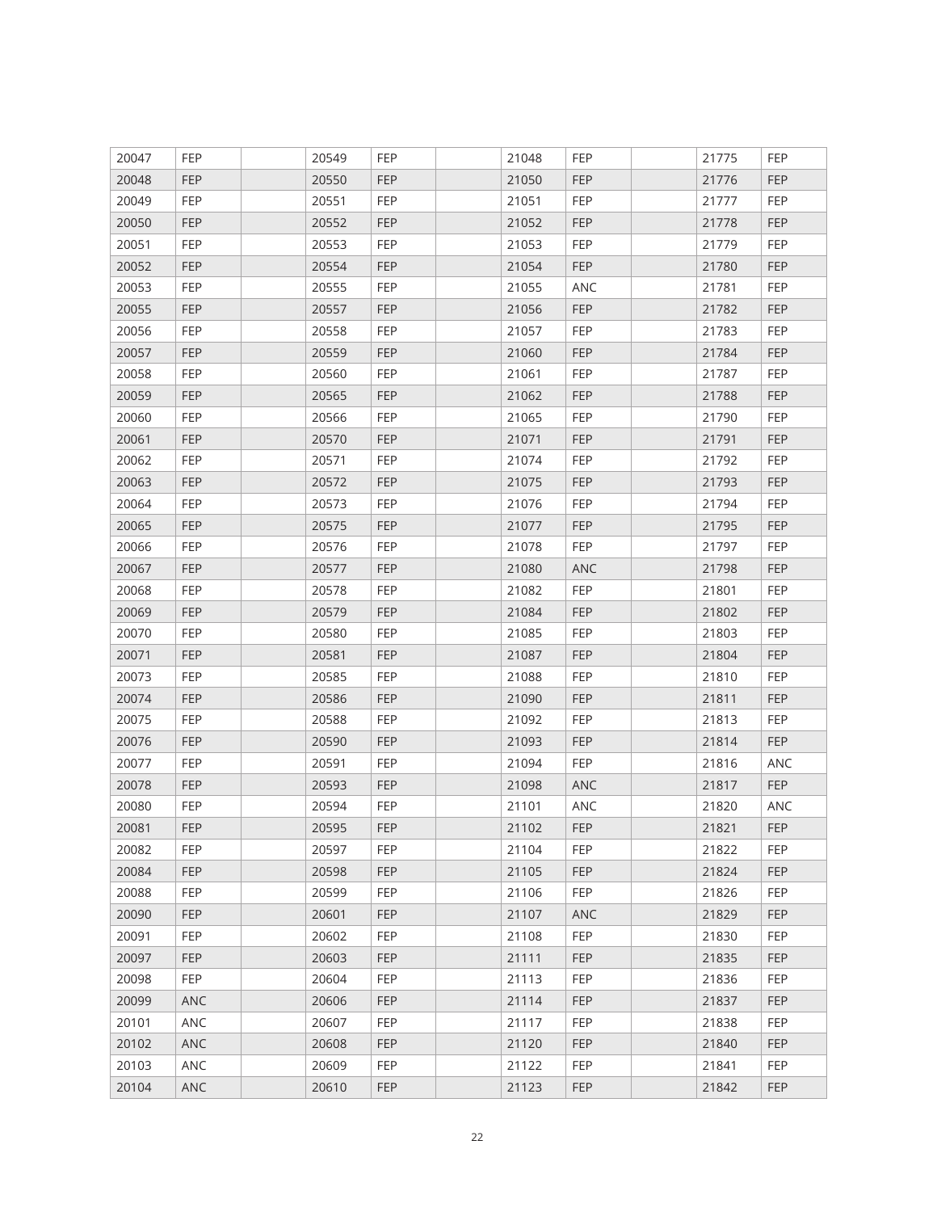| | | | | | | | | | | |
|---|---|---|---|---|---|---|---|---|---|---|
| 20047 | FEP | | 20549 | FEP | | 21048 | FEP | | 21775 | FEP |
| 20048 | FEP | | 20550 | FEP | | 21050 | FEP | | 21776 | FEP |
| 20049 | FEP | | 20551 | FEP | | 21051 | FEP | | 21777 | FEP |
| 20050 | FEP | | 20552 | FEP | | 21052 | FEP | | 21778 | FEP |
| 20051 | FEP | | 20553 | FEP | | 21053 | FEP | | 21779 | FEP |
| 20052 | FEP | | 20554 | FEP | | 21054 | FEP | | 21780 | FEP |
| 20053 | FEP | | 20555 | FEP | | 21055 | ANC | | 21781 | FEP |
| 20055 | FEP | | 20557 | FEP | | 21056 | FEP | | 21782 | FEP |
| 20056 | FEP | | 20558 | FEP | | 21057 | FEP | | 21783 | FEP |
| 20057 | FEP | | 20559 | FEP | | 21060 | FEP | | 21784 | FEP |
| 20058 | FEP | | 20560 | FEP | | 21061 | FEP | | 21787 | FEP |
| 20059 | FEP | | 20565 | FEP | | 21062 | FEP | | 21788 | FEP |
| 20060 | FEP | | 20566 | FEP | | 21065 | FEP | | 21790 | FEP |
| 20061 | FEP | | 20570 | FEP | | 21071 | FEP | | 21791 | FEP |
| 20062 | FEP | | 20571 | FEP | | 21074 | FEP | | 21792 | FEP |
| 20063 | FEP | | 20572 | FEP | | 21075 | FEP | | 21793 | FEP |
| 20064 | FEP | | 20573 | FEP | | 21076 | FEP | | 21794 | FEP |
| 20065 | FEP | | 20575 | FEP | | 21077 | FEP | | 21795 | FEP |
| 20066 | FEP | | 20576 | FEP | | 21078 | FEP | | 21797 | FEP |
| 20067 | FEP | | 20577 | FEP | | 21080 | ANC | | 21798 | FEP |
| 20068 | FEP | | 20578 | FEP | | 21082 | FEP | | 21801 | FEP |
| 20069 | FEP | | 20579 | FEP | | 21084 | FEP | | 21802 | FEP |
| 20070 | FEP | | 20580 | FEP | | 21085 | FEP | | 21803 | FEP |
| 20071 | FEP | | 20581 | FEP | | 21087 | FEP | | 21804 | FEP |
| 20073 | FEP | | 20585 | FEP | | 21088 | FEP | | 21810 | FEP |
| 20074 | FEP | | 20586 | FEP | | 21090 | FEP | | 21811 | FEP |
| 20075 | FEP | | 20588 | FEP | | 21092 | FEP | | 21813 | FEP |
| 20076 | FEP | | 20590 | FEP | | 21093 | FEP | | 21814 | FEP |
| 20077 | FEP | | 20591 | FEP | | 21094 | FEP | | 21816 | ANC |
| 20078 | FEP | | 20593 | FEP | | 21098 | ANC | | 21817 | FEP |
| 20080 | FEP | | 20594 | FEP | | 21101 | ANC | | 21820 | ANC |
| 20081 | FEP | | 20595 | FEP | | 21102 | FEP | | 21821 | FEP |
| 20082 | FEP | | 20597 | FEP | | 21104 | FEP | | 21822 | FEP |
| 20084 | FEP | | 20598 | FEP | | 21105 | FEP | | 21824 | FEP |
| 20088 | FEP | | 20599 | FEP | | 21106 | FEP | | 21826 | FEP |
| 20090 | FEP | | 20601 | FEP | | 21107 | ANC | | 21829 | FEP |
| 20091 | FEP | | 20602 | FEP | | 21108 | FEP | | 21830 | FEP |
| 20097 | FEP | | 20603 | FEP | | 21111 | FEP | | 21835 | FEP |
| 20098 | FEP | | 20604 | FEP | | 21113 | FEP | | 21836 | FEP |
| 20099 | ANC | | 20606 | FEP | | 21114 | FEP | | 21837 | FEP |
| 20101 | ANC | | 20607 | FEP | | 21117 | FEP | | 21838 | FEP |
| 20102 | ANC | | 20608 | FEP | | 21120 | FEP | | 21840 | FEP |
| 20103 | ANC | | 20609 | FEP | | 21122 | FEP | | 21841 | FEP |
| 20104 | ANC | | 20610 | FEP | | 21123 | FEP | | 21842 | FEP |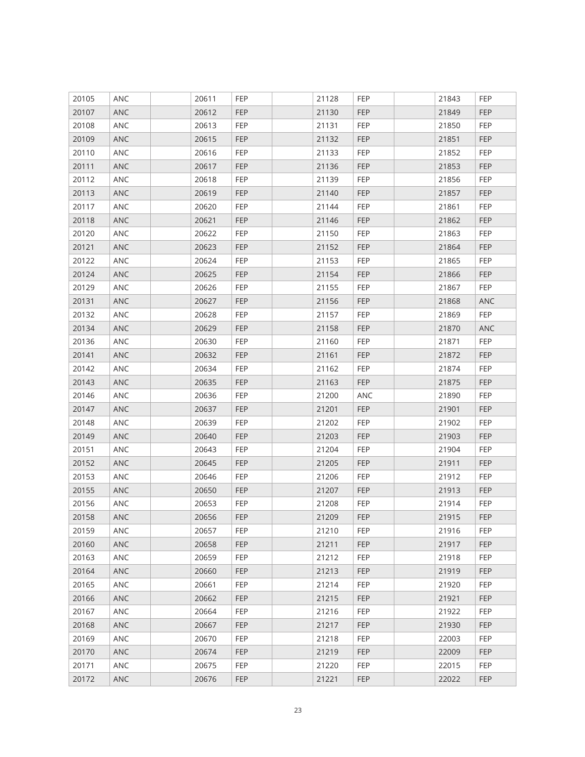| 20105 | ANC | | 20611 | FEP | | 21128 | FEP | | 21843 | FEP |
|---|---|---|---|---|---|---|---|---|---|---|
| 20107 | ANC | | 20612 | FEP | | 21130 | FEP | | 21849 | FEP |
| 20108 | ANC | | 20613 | FEP | | 21131 | FEP | | 21850 | FEP |
| 20109 | ANC | | 20615 | FEP | | 21132 | FEP | | 21851 | FEP |
| 20110 | ANC | | 20616 | FEP | | 21133 | FEP | | 21852 | FEP |
| 20111 | ANC | | 20617 | FEP | | 21136 | FEP | | 21853 | FEP |
| 20112 | ANC | | 20618 | FEP | | 21139 | FEP | | 21856 | FEP |
| 20113 | ANC | | 20619 | FEP | | 21140 | FEP | | 21857 | FEP |
| 20117 | ANC | | 20620 | FEP | | 21144 | FEP | | 21861 | FEP |
| 20118 | ANC | | 20621 | FEP | | 21146 | FEP | | 21862 | FEP |
| 20120 | ANC | | 20622 | FEP | | 21150 | FEP | | 21863 | FEP |
| 20121 | ANC | | 20623 | FEP | | 21152 | FEP | | 21864 | FEP |
| 20122 | ANC | | 20624 | FEP | | 21153 | FEP | | 21865 | FEP |
| 20124 | ANC | | 20625 | FEP | | 21154 | FEP | | 21866 | FEP |
| 20129 | ANC | | 20626 | FEP | | 21155 | FEP | | 21867 | FEP |
| 20131 | ANC | | 20627 | FEP | | 21156 | FEP | | 21868 | ANC |
| 20132 | ANC | | 20628 | FEP | | 21157 | FEP | | 21869 | FEP |
| 20134 | ANC | | 20629 | FEP | | 21158 | FEP | | 21870 | ANC |
| 20136 | ANC | | 20630 | FEP | | 21160 | FEP | | 21871 | FEP |
| 20141 | ANC | | 20632 | FEP | | 21161 | FEP | | 21872 | FEP |
| 20142 | ANC | | 20634 | FEP | | 21162 | FEP | | 21874 | FEP |
| 20143 | ANC | | 20635 | FEP | | 21163 | FEP | | 21875 | FEP |
| 20146 | ANC | | 20636 | FEP | | 21200 | ANC | | 21890 | FEP |
| 20147 | ANC | | 20637 | FEP | | 21201 | FEP | | 21901 | FEP |
| 20148 | ANC | | 20639 | FEP | | 21202 | FEP | | 21902 | FEP |
| 20149 | ANC | | 20640 | FEP | | 21203 | FEP | | 21903 | FEP |
| 20151 | ANC | | 20643 | FEP | | 21204 | FEP | | 21904 | FEP |
| 20152 | ANC | | 20645 | FEP | | 21205 | FEP | | 21911 | FEP |
| 20153 | ANC | | 20646 | FEP | | 21206 | FEP | | 21912 | FEP |
| 20155 | ANC | | 20650 | FEP | | 21207 | FEP | | 21913 | FEP |
| 20156 | ANC | | 20653 | FEP | | 21208 | FEP | | 21914 | FEP |
| 20158 | ANC | | 20656 | FEP | | 21209 | FEP | | 21915 | FEP |
| 20159 | ANC | | 20657 | FEP | | 21210 | FEP | | 21916 | FEP |
| 20160 | ANC | | 20658 | FEP | | 21211 | FEP | | 21917 | FEP |
| 20163 | ANC | | 20659 | FEP | | 21212 | FEP | | 21918 | FEP |
| 20164 | ANC | | 20660 | FEP | | 21213 | FEP | | 21919 | FEP |
| 20165 | ANC | | 20661 | FEP | | 21214 | FEP | | 21920 | FEP |
| 20166 | ANC | | 20662 | FEP | | 21215 | FEP | | 21921 | FEP |
| 20167 | ANC | | 20664 | FEP | | 21216 | FEP | | 21922 | FEP |
| 20168 | ANC | | 20667 | FEP | | 21217 | FEP | | 21930 | FEP |
| 20169 | ANC | | 20670 | FEP | | 21218 | FEP | | 22003 | FEP |
| 20170 | ANC | | 20674 | FEP | | 21219 | FEP | | 22009 | FEP |
| 20171 | ANC | | 20675 | FEP | | 21220 | FEP | | 22015 | FEP |
| 20172 | ANC | | 20676 | FEP | | 21221 | FEP | | 22022 | FEP |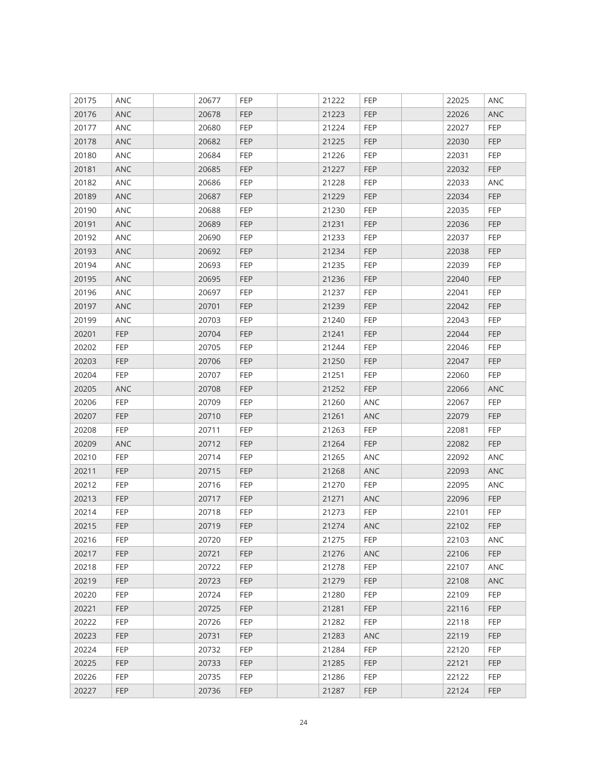| | | | | | | | | | | |
|---|---|---|---|---|---|---|---|---|---|---|
| 20175 | ANC | | 20677 | FEP | | 21222 | FEP | | 22025 | ANC |
| 20176 | ANC | | 20678 | FEP | | 21223 | FEP | | 22026 | ANC |
| 20177 | ANC | | 20680 | FEP | | 21224 | FEP | | 22027 | FEP |
| 20178 | ANC | | 20682 | FEP | | 21225 | FEP | | 22030 | FEP |
| 20180 | ANC | | 20684 | FEP | | 21226 | FEP | | 22031 | FEP |
| 20181 | ANC | | 20685 | FEP | | 21227 | FEP | | 22032 | FEP |
| 20182 | ANC | | 20686 | FEP | | 21228 | FEP | | 22033 | ANC |
| 20189 | ANC | | 20687 | FEP | | 21229 | FEP | | 22034 | FEP |
| 20190 | ANC | | 20688 | FEP | | 21230 | FEP | | 22035 | FEP |
| 20191 | ANC | | 20689 | FEP | | 21231 | FEP | | 22036 | FEP |
| 20192 | ANC | | 20690 | FEP | | 21233 | FEP | | 22037 | FEP |
| 20193 | ANC | | 20692 | FEP | | 21234 | FEP | | 22038 | FEP |
| 20194 | ANC | | 20693 | FEP | | 21235 | FEP | | 22039 | FEP |
| 20195 | ANC | | 20695 | FEP | | 21236 | FEP | | 22040 | FEP |
| 20196 | ANC | | 20697 | FEP | | 21237 | FEP | | 22041 | FEP |
| 20197 | ANC | | 20701 | FEP | | 21239 | FEP | | 22042 | FEP |
| 20199 | ANC | | 20703 | FEP | | 21240 | FEP | | 22043 | FEP |
| 20201 | FEP | | 20704 | FEP | | 21241 | FEP | | 22044 | FEP |
| 20202 | FEP | | 20705 | FEP | | 21244 | FEP | | 22046 | FEP |
| 20203 | FEP | | 20706 | FEP | | 21250 | FEP | | 22047 | FEP |
| 20204 | FEP | | 20707 | FEP | | 21251 | FEP | | 22060 | FEP |
| 20205 | ANC | | 20708 | FEP | | 21252 | FEP | | 22066 | ANC |
| 20206 | FEP | | 20709 | FEP | | 21260 | ANC | | 22067 | FEP |
| 20207 | FEP | | 20710 | FEP | | 21261 | ANC | | 22079 | FEP |
| 20208 | FEP | | 20711 | FEP | | 21263 | FEP | | 22081 | FEP |
| 20209 | ANC | | 20712 | FEP | | 21264 | FEP | | 22082 | FEP |
| 20210 | FEP | | 20714 | FEP | | 21265 | ANC | | 22092 | ANC |
| 20211 | FEP | | 20715 | FEP | | 21268 | ANC | | 22093 | ANC |
| 20212 | FEP | | 20716 | FEP | | 21270 | FEP | | 22095 | ANC |
| 20213 | FEP | | 20717 | FEP | | 21271 | ANC | | 22096 | FEP |
| 20214 | FEP | | 20718 | FEP | | 21273 | FEP | | 22101 | FEP |
| 20215 | FEP | | 20719 | FEP | | 21274 | ANC | | 22102 | FEP |
| 20216 | FEP | | 20720 | FEP | | 21275 | FEP | | 22103 | ANC |
| 20217 | FEP | | 20721 | FEP | | 21276 | ANC | | 22106 | FEP |
| 20218 | FEP | | 20722 | FEP | | 21278 | FEP | | 22107 | ANC |
| 20219 | FEP | | 20723 | FEP | | 21279 | FEP | | 22108 | ANC |
| 20220 | FEP | | 20724 | FEP | | 21280 | FEP | | 22109 | FEP |
| 20221 | FEP | | 20725 | FEP | | 21281 | FEP | | 22116 | FEP |
| 20222 | FEP | | 20726 | FEP | | 21282 | FEP | | 22118 | FEP |
| 20223 | FEP | | 20731 | FEP | | 21283 | ANC | | 22119 | FEP |
| 20224 | FEP | | 20732 | FEP | | 21284 | FEP | | 22120 | FEP |
| 20225 | FEP | | 20733 | FEP | | 21285 | FEP | | 22121 | FEP |
| 20226 | FEP | | 20735 | FEP | | 21286 | FEP | | 22122 | FEP |
| 20227 | FEP | | 20736 | FEP | | 21287 | FEP | | 22124 | FEP |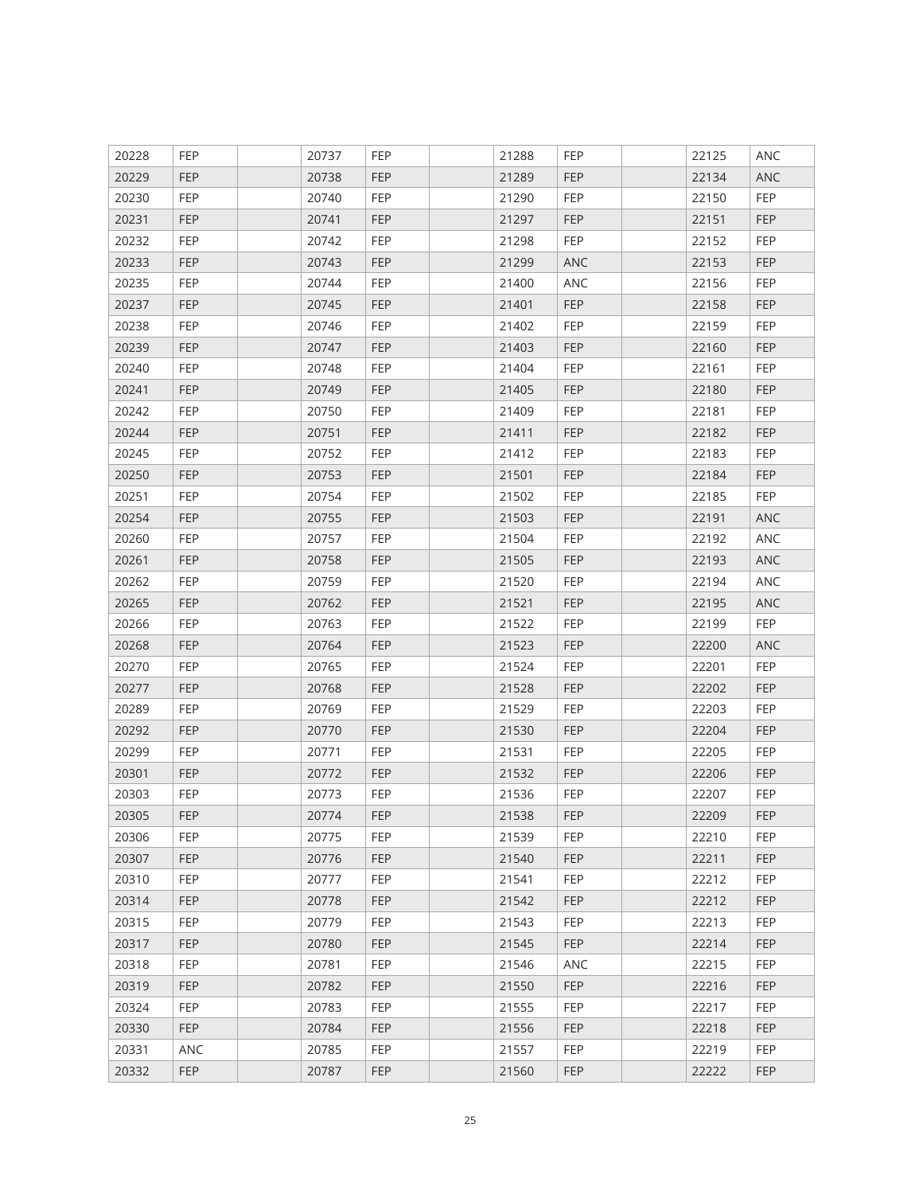| | | | | | | | | | | |
|---|---|---|---|---|---|---|---|---|---|---|
| 20228 | FEP | | 20737 | FEP | | 21288 | FEP | | 22125 | ANC |
| 20229 | FEP | | 20738 | FEP | | 21289 | FEP | | 22134 | ANC |
| 20230 | FEP | | 20740 | FEP | | 21290 | FEP | | 22150 | FEP |
| 20231 | FEP | | 20741 | FEP | | 21297 | FEP | | 22151 | FEP |
| 20232 | FEP | | 20742 | FEP | | 21298 | FEP | | 22152 | FEP |
| 20233 | FEP | | 20743 | FEP | | 21299 | ANC | | 22153 | FEP |
| 20235 | FEP | | 20744 | FEP | | 21400 | ANC | | 22156 | FEP |
| 20237 | FEP | | 20745 | FEP | | 21401 | FEP | | 22158 | FEP |
| 20238 | FEP | | 20746 | FEP | | 21402 | FEP | | 22159 | FEP |
| 20239 | FEP | | 20747 | FEP | | 21403 | FEP | | 22160 | FEP |
| 20240 | FEP | | 20748 | FEP | | 21404 | FEP | | 22161 | FEP |
| 20241 | FEP | | 20749 | FEP | | 21405 | FEP | | 22180 | FEP |
| 20242 | FEP | | 20750 | FEP | | 21409 | FEP | | 22181 | FEP |
| 20244 | FEP | | 20751 | FEP | | 21411 | FEP | | 22182 | FEP |
| 20245 | FEP | | 20752 | FEP | | 21412 | FEP | | 22183 | FEP |
| 20250 | FEP | | 20753 | FEP | | 21501 | FEP | | 22184 | FEP |
| 20251 | FEP | | 20754 | FEP | | 21502 | FEP | | 22185 | FEP |
| 20254 | FEP | | 20755 | FEP | | 21503 | FEP | | 22191 | ANC |
| 20260 | FEP | | 20757 | FEP | | 21504 | FEP | | 22192 | ANC |
| 20261 | FEP | | 20758 | FEP | | 21505 | FEP | | 22193 | ANC |
| 20262 | FEP | | 20759 | FEP | | 21520 | FEP | | 22194 | ANC |
| 20265 | FEP | | 20762 | FEP | | 21521 | FEP | | 22195 | ANC |
| 20266 | FEP | | 20763 | FEP | | 21522 | FEP | | 22199 | FEP |
| 20268 | FEP | | 20764 | FEP | | 21523 | FEP | | 22200 | ANC |
| 20270 | FEP | | 20765 | FEP | | 21524 | FEP | | 22201 | FEP |
| 20277 | FEP | | 20768 | FEP | | 21528 | FEP | | 22202 | FEP |
| 20289 | FEP | | 20769 | FEP | | 21529 | FEP | | 22203 | FEP |
| 20292 | FEP | | 20770 | FEP | | 21530 | FEP | | 22204 | FEP |
| 20299 | FEP | | 20771 | FEP | | 21531 | FEP | | 22205 | FEP |
| 20301 | FEP | | 20772 | FEP | | 21532 | FEP | | 22206 | FEP |
| 20303 | FEP | | 20773 | FEP | | 21536 | FEP | | 22207 | FEP |
| 20305 | FEP | | 20774 | FEP | | 21538 | FEP | | 22209 | FEP |
| 20306 | FEP | | 20775 | FEP | | 21539 | FEP | | 22210 | FEP |
| 20307 | FEP | | 20776 | FEP | | 21540 | FEP | | 22211 | FEP |
| 20310 | FEP | | 20777 | FEP | | 21541 | FEP | | 22212 | FEP |
| 20314 | FEP | | 20778 | FEP | | 21542 | FEP | | 22212 | FEP |
| 20315 | FEP | | 20779 | FEP | | 21543 | FEP | | 22213 | FEP |
| 20317 | FEP | | 20780 | FEP | | 21545 | FEP | | 22214 | FEP |
| 20318 | FEP | | 20781 | FEP | | 21546 | ANC | | 22215 | FEP |
| 20319 | FEP | | 20782 | FEP | | 21550 | FEP | | 22216 | FEP |
| 20324 | FEP | | 20783 | FEP | | 21555 | FEP | | 22217 | FEP |
| 20330 | FEP | | 20784 | FEP | | 21556 | FEP | | 22218 | FEP |
| 20331 | ANC | | 20785 | FEP | | 21557 | FEP | | 22219 | FEP |
| 20332 | FEP | | 20787 | FEP | | 21560 | FEP | | 22222 | FEP |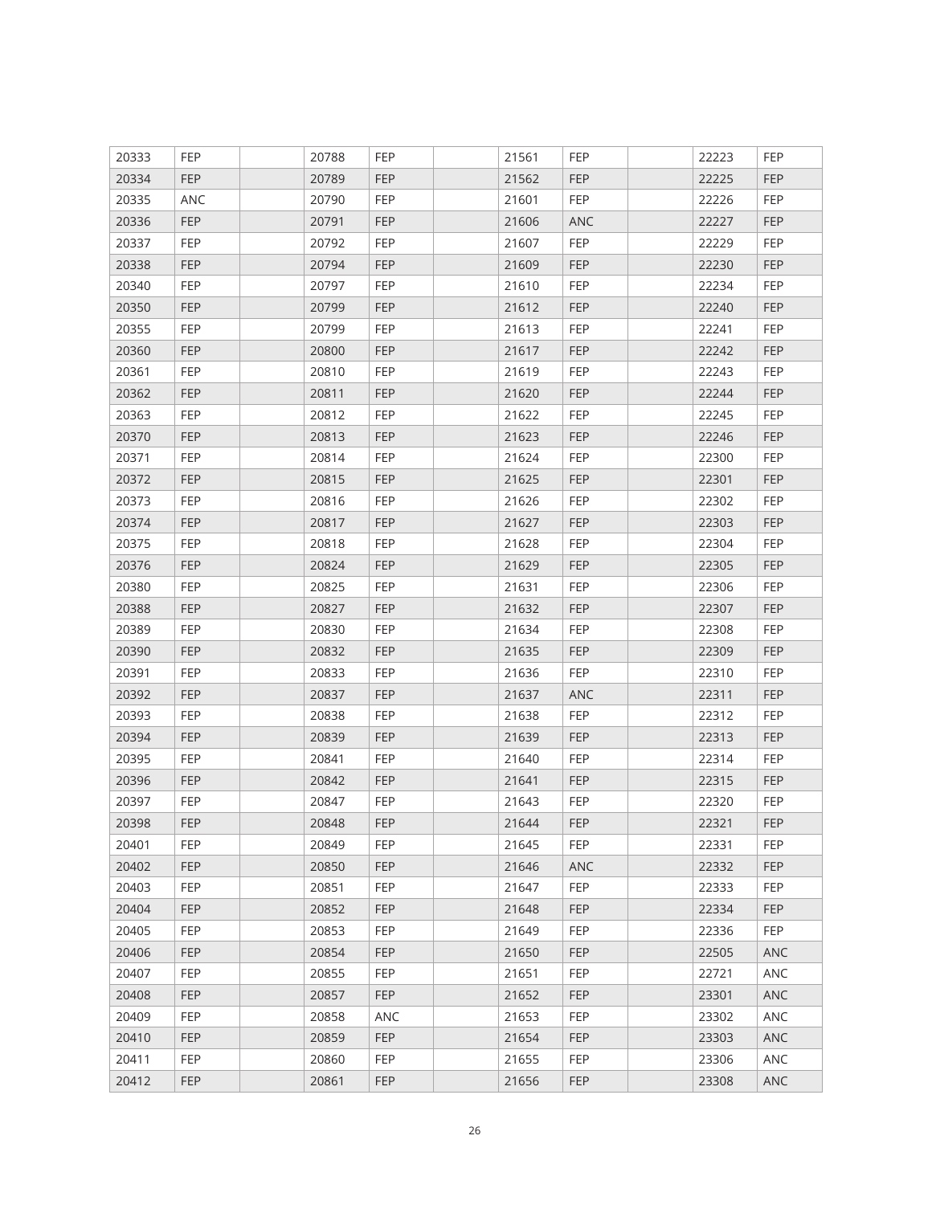| | | | | | | | | | | |
|---|---|---|---|---|---|---|---|---|---|---|
| 20333 | FEP | | 20788 | FEP | | 21561 | FEP | | 22223 | FEP |
| 20334 | FEP | | 20789 | FEP | | 21562 | FEP | | 22225 | FEP |
| 20335 | ANC | | 20790 | FEP | | 21601 | FEP | | 22226 | FEP |
| 20336 | FEP | | 20791 | FEP | | 21606 | ANC | | 22227 | FEP |
| 20337 | FEP | | 20792 | FEP | | 21607 | FEP | | 22229 | FEP |
| 20338 | FEP | | 20794 | FEP | | 21609 | FEP | | 22230 | FEP |
| 20340 | FEP | | 20797 | FEP | | 21610 | FEP | | 22234 | FEP |
| 20350 | FEP | | 20799 | FEP | | 21612 | FEP | | 22240 | FEP |
| 20355 | FEP | | 20799 | FEP | | 21613 | FEP | | 22241 | FEP |
| 20360 | FEP | | 20800 | FEP | | 21617 | FEP | | 22242 | FEP |
| 20361 | FEP | | 20810 | FEP | | 21619 | FEP | | 22243 | FEP |
| 20362 | FEP | | 20811 | FEP | | 21620 | FEP | | 22244 | FEP |
| 20363 | FEP | | 20812 | FEP | | 21622 | FEP | | 22245 | FEP |
| 20370 | FEP | | 20813 | FEP | | 21623 | FEP | | 22246 | FEP |
| 20371 | FEP | | 20814 | FEP | | 21624 | FEP | | 22300 | FEP |
| 20372 | FEP | | 20815 | FEP | | 21625 | FEP | | 22301 | FEP |
| 20373 | FEP | | 20816 | FEP | | 21626 | FEP | | 22302 | FEP |
| 20374 | FEP | | 20817 | FEP | | 21627 | FEP | | 22303 | FEP |
| 20375 | FEP | | 20818 | FEP | | 21628 | FEP | | 22304 | FEP |
| 20376 | FEP | | 20824 | FEP | | 21629 | FEP | | 22305 | FEP |
| 20380 | FEP | | 20825 | FEP | | 21631 | FEP | | 22306 | FEP |
| 20388 | FEP | | 20827 | FEP | | 21632 | FEP | | 22307 | FEP |
| 20389 | FEP | | 20830 | FEP | | 21634 | FEP | | 22308 | FEP |
| 20390 | FEP | | 20832 | FEP | | 21635 | FEP | | 22309 | FEP |
| 20391 | FEP | | 20833 | FEP | | 21636 | FEP | | 22310 | FEP |
| 20392 | FEP | | 20837 | FEP | | 21637 | ANC | | 22311 | FEP |
| 20393 | FEP | | 20838 | FEP | | 21638 | FEP | | 22312 | FEP |
| 20394 | FEP | | 20839 | FEP | | 21639 | FEP | | 22313 | FEP |
| 20395 | FEP | | 20841 | FEP | | 21640 | FEP | | 22314 | FEP |
| 20396 | FEP | | 20842 | FEP | | 21641 | FEP | | 22315 | FEP |
| 20397 | FEP | | 20847 | FEP | | 21643 | FEP | | 22320 | FEP |
| 20398 | FEP | | 20848 | FEP | | 21644 | FEP | | 22321 | FEP |
| 20401 | FEP | | 20849 | FEP | | 21645 | FEP | | 22331 | FEP |
| 20402 | FEP | | 20850 | FEP | | 21646 | ANC | | 22332 | FEP |
| 20403 | FEP | | 20851 | FEP | | 21647 | FEP | | 22333 | FEP |
| 20404 | FEP | | 20852 | FEP | | 21648 | FEP | | 22334 | FEP |
| 20405 | FEP | | 20853 | FEP | | 21649 | FEP | | 22336 | FEP |
| 20406 | FEP | | 20854 | FEP | | 21650 | FEP | | 22505 | ANC |
| 20407 | FEP | | 20855 | FEP | | 21651 | FEP | | 22721 | ANC |
| 20408 | FEP | | 20857 | FEP | | 21652 | FEP | | 23301 | ANC |
| 20409 | FEP | | 20858 | ANC | | 21653 | FEP | | 23302 | ANC |
| 20410 | FEP | | 20859 | FEP | | 21654 | FEP | | 23303 | ANC |
| 20411 | FEP | | 20860 | FEP | | 21655 | FEP | | 23306 | ANC |
| 20412 | FEP | | 20861 | FEP | | 21656 | FEP | | 23308 | ANC |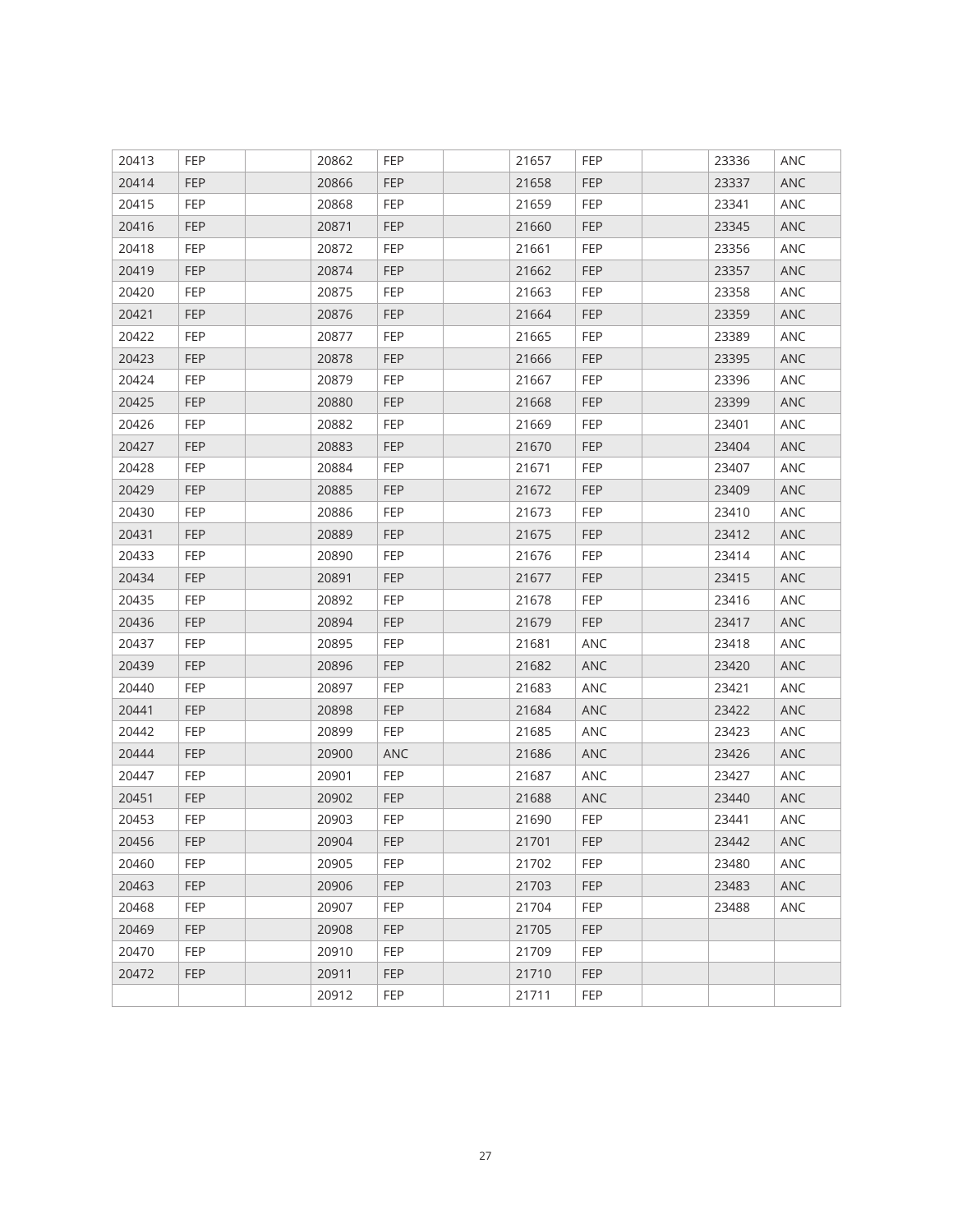| | | | | | | | | | | |
|---|---|---|---|---|---|---|---|---|---|---|
| 20413 | FEP | | 20862 | FEP | | 21657 | FEP | | 23336 | ANC |
| 20414 | FEP | | 20866 | FEP | | 21658 | FEP | | 23337 | ANC |
| 20415 | FEP | | 20868 | FEP | | 21659 | FEP | | 23341 | ANC |
| 20416 | FEP | | 20871 | FEP | | 21660 | FEP | | 23345 | ANC |
| 20418 | FEP | | 20872 | FEP | | 21661 | FEP | | 23356 | ANC |
| 20419 | FEP | | 20874 | FEP | | 21662 | FEP | | 23357 | ANC |
| 20420 | FEP | | 20875 | FEP | | 21663 | FEP | | 23358 | ANC |
| 20421 | FEP | | 20876 | FEP | | 21664 | FEP | | 23359 | ANC |
| 20422 | FEP | | 20877 | FEP | | 21665 | FEP | | 23389 | ANC |
| 20423 | FEP | | 20878 | FEP | | 21666 | FEP | | 23395 | ANC |
| 20424 | FEP | | 20879 | FEP | | 21667 | FEP | | 23396 | ANC |
| 20425 | FEP | | 20880 | FEP | | 21668 | FEP | | 23399 | ANC |
| 20426 | FEP | | 20882 | FEP | | 21669 | FEP | | 23401 | ANC |
| 20427 | FEP | | 20883 | FEP | | 21670 | FEP | | 23404 | ANC |
| 20428 | FEP | | 20884 | FEP | | 21671 | FEP | | 23407 | ANC |
| 20429 | FEP | | 20885 | FEP | | 21672 | FEP | | 23409 | ANC |
| 20430 | FEP | | 20886 | FEP | | 21673 | FEP | | 23410 | ANC |
| 20431 | FEP | | 20889 | FEP | | 21675 | FEP | | 23412 | ANC |
| 20433 | FEP | | 20890 | FEP | | 21676 | FEP | | 23414 | ANC |
| 20434 | FEP | | 20891 | FEP | | 21677 | FEP | | 23415 | ANC |
| 20435 | FEP | | 20892 | FEP | | 21678 | FEP | | 23416 | ANC |
| 20436 | FEP | | 20894 | FEP | | 21679 | FEP | | 23417 | ANC |
| 20437 | FEP | | 20895 | FEP | | 21681 | ANC | | 23418 | ANC |
| 20439 | FEP | | 20896 | FEP | | 21682 | ANC | | 23420 | ANC |
| 20440 | FEP | | 20897 | FEP | | 21683 | ANC | | 23421 | ANC |
| 20441 | FEP | | 20898 | FEP | | 21684 | ANC | | 23422 | ANC |
| 20442 | FEP | | 20899 | FEP | | 21685 | ANC | | 23423 | ANC |
| 20444 | FEP | | 20900 | ANC | | 21686 | ANC | | 23426 | ANC |
| 20447 | FEP | | 20901 | FEP | | 21687 | ANC | | 23427 | ANC |
| 20451 | FEP | | 20902 | FEP | | 21688 | ANC | | 23440 | ANC |
| 20453 | FEP | | 20903 | FEP | | 21690 | FEP | | 23441 | ANC |
| 20456 | FEP | | 20904 | FEP | | 21701 | FEP | | 23442 | ANC |
| 20460 | FEP | | 20905 | FEP | | 21702 | FEP | | 23480 | ANC |
| 20463 | FEP | | 20906 | FEP | | 21703 | FEP | | 23483 | ANC |
| 20468 | FEP | | 20907 | FEP | | 21704 | FEP | | 23488 | ANC |
| 20469 | FEP | | 20908 | FEP | | 21705 | FEP | | | |
| 20470 | FEP | | 20910 | FEP | | 21709 | FEP | | | |
| 20472 | FEP | | 20911 | FEP | | 21710 | FEP | | | |
| | | | 20912 | FEP | | 21711 | FEP | | | |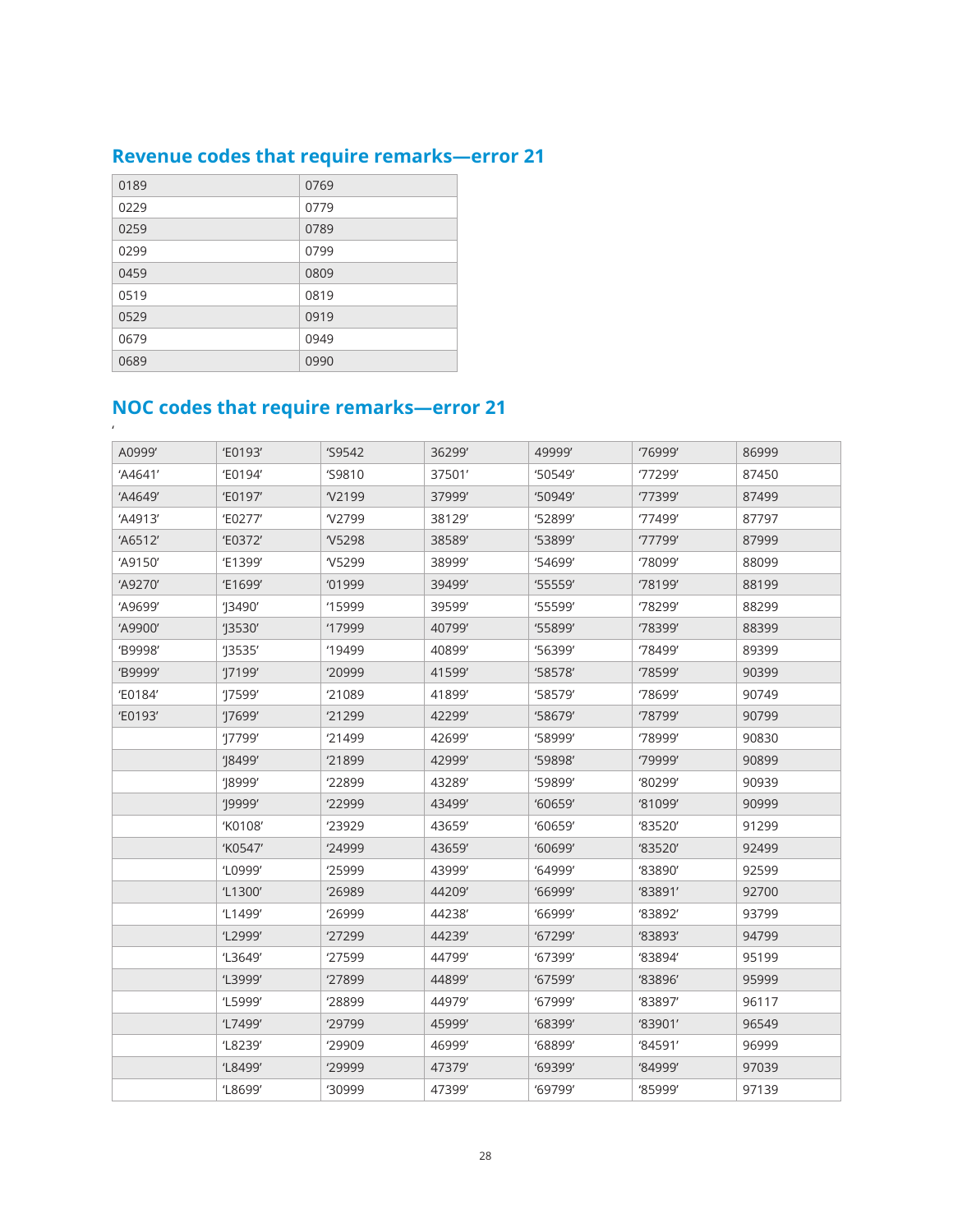## Revenue codes that require remarks—error 21

| | |
|---|---|
| 0189 | 0769 |
| 0229 | 0779 |
| 0259 | 0789 |
| 0299 | 0799 |
| 0459 | 0809 |
| 0519 | 0819 |
| 0529 | 0919 |
| 0679 | 0949 |
| 0689 | 0990 |

## NOC codes that require remarks—error 21

'

| | | | | | | |
|---|---|---|---|---|---|---|
| A0999' | 'E0193' | 'S9542 | 36299' | 49999' | '76999' | 86999 |
| 'A4641' | 'E0194' | 'S9810 | 37501' | '50549' | '77299' | 87450 |
| 'A4649' | 'E0197' | 'V2199 | 37999' | '50949' | '77399' | 87499 |
| 'A4913' | 'E0277' | 'V2799 | 38129' | '52899' | '77499' | 87797 |
| 'A6512' | 'E0372' | 'V5298 | 38589' | '53899' | '77799' | 87999 |
| 'A9150' | 'E1399' | 'V5299 | 38999' | '54699' | '78099' | 88099 |
| 'A9270' | 'E1699' | '01999 | 39499' | '55559' | '78199' | 88199 |
| 'A9699' | 'J3490' | '15999 | 39599' | '55599' | '78299' | 88299 |
| 'A9900' | 'J3530' | '17999 | 40799' | '55899' | '78399' | 88399 |
| 'B9998' | 'J3535' | '19499 | 40899' | '56399' | '78499' | 89399 |
| 'B9999' | 'J7199' | '20999 | 41599' | '58578' | '78599' | 90399 |
| 'E0184' | 'J7599' | '21089 | 41899' | '58579' | '78699' | 90749 |
| 'E0193' | 'J7699' | '21299 | 42299' | '58679' | '78799' | 90799 |
| | 'J7799' | '21499 | 42699' | '58999' | '78999' | 90830 |
| | 'J8499' | '21899 | 42999' | '59898' | '79999' | 90899 |
| | 'J8999' | '22899 | 43289' | '59899' | '80299' | 90939 |
| | 'J9999' | '22999 | 43499' | '60659' | '81099' | 90999 |
| | 'K0108' | '23929 | 43659' | '60659' | '83520' | 91299 |
| | 'K0547' | '24999 | 43659' | '60699' | '83520' | 92499 |
| | 'L0999' | '25999 | 43999' | '64999' | '83890' | 92599 |
| | 'L1300' | '26989 | 44209' | '66999' | '83891' | 92700 |
| | 'L1499' | '26999 | 44238' | '66999' | '83892' | 93799 |
| | 'L2999' | '27299 | 44239' | '67299' | '83893' | 94799 |
| | 'L3649' | '27599 | 44799' | '67399' | '83894' | 95199 |
| | 'L3999' | '27899 | 44899' | '67599' | '83896' | 95999 |
| | 'L5999' | '28899 | 44979' | '67999' | '83897' | 96117 |
| | 'L7499' | '29799 | 45999' | '68399' | '83901' | 96549 |
| | 'L8239' | '29909 | 46999' | '68899' | '84591' | 96999 |
| | 'L8499' | '29999 | 47379' | '69399' | '84999' | 97039 |
| | 'L8699' | '30999 | 47399' | '69799' | '85999' | 97139 |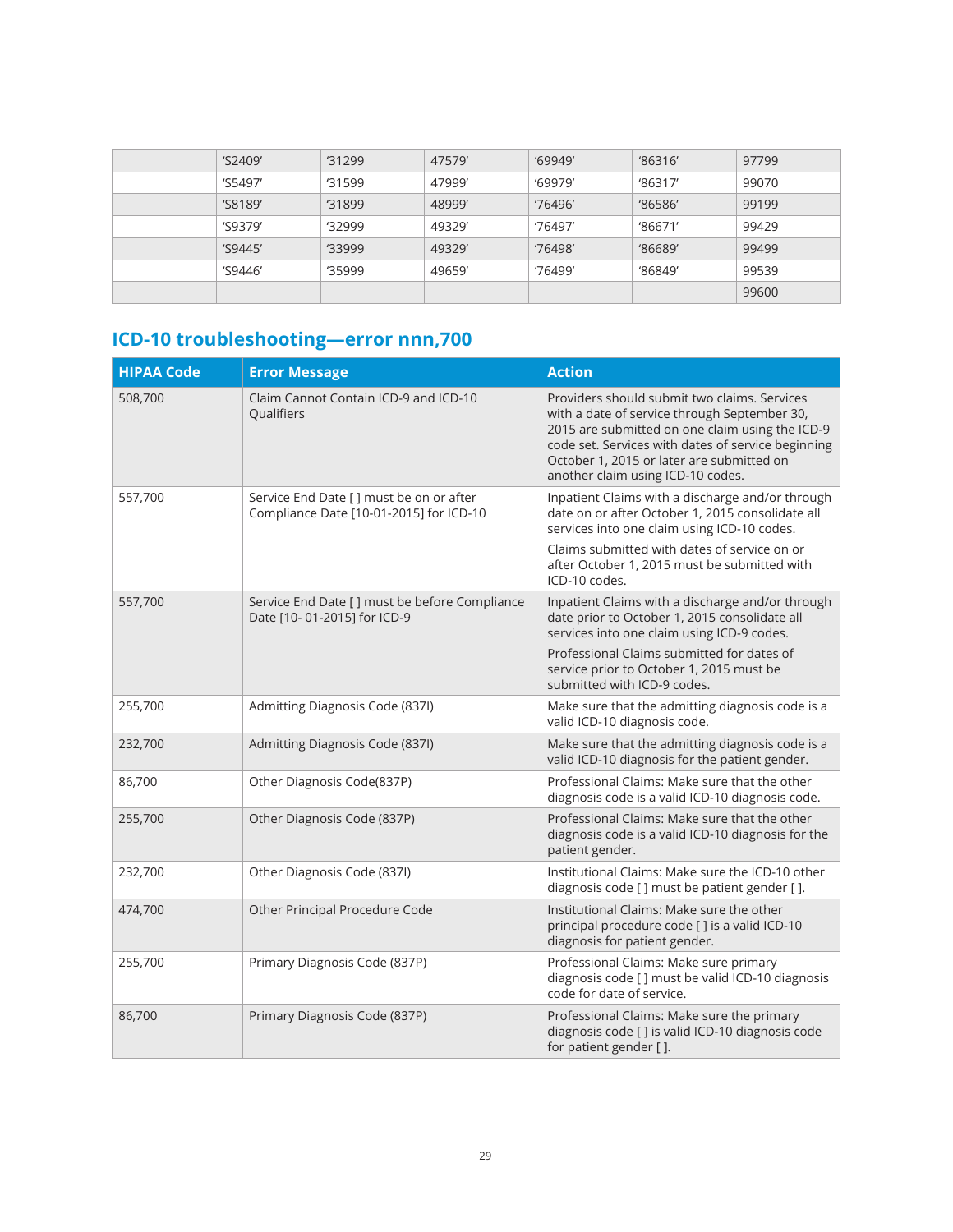| | 'S2409' | '31299 | 47579' | '69949' | '86316' | 97799 |
|---|---|---|---|---|---|---|
| | 'S5497' | '31599 | 47999' | '69979' | '86317' | 99070 |
| | 'S8189' | '31899 | 48999' | '76496' | '86586' | 99199 |
| | 'S9379' | '32999 | 49329' | '76497' | '86671' | 99429 |
| | 'S9445' | '33999 | 49329' | '76498' | '86689' | 99499 |
| | 'S9446' | '35999 | 49659' | '76499' | '86849' | 99539 |
| | | | | | | 99600 |

## ICD-10 troubleshooting—error nnn,700

| HIPAA Code | Error Message | Action |
|---|---|---|
| 508,700 | Claim Cannot Contain ICD-9 and ICD-10 Qualifiers | Providers should submit two claims. Services with a date of service through September 30, 2015 are submitted on one claim using the ICD-9 code set. Services with dates of service beginning October 1, 2015 or later are submitted on another claim using ICD-10 codes. |
| 557,700 | Service End Date [ ] must be on or after Compliance Date [10-01-2015] for ICD-10 | Inpatient Claims with a discharge and/or through date on or after October 1, 2015 consolidate all services into one claim using ICD-10 codes.<br><br>Claims submitted with dates of service on or after October 1, 2015 must be submitted with ICD-10 codes. |
| 557,700 | Service End Date [ ] must be before Compliance Date [10- 01-2015] for ICD-9 | Inpatient Claims with a discharge and/or through date prior to October 1, 2015 consolidate all services into one claim using ICD-9 codes.<br><br>Professional Claims submitted for dates of service prior to October 1, 2015 must be submitted with ICD-9 codes. |
| 255,700 | Admitting Diagnosis Code (837I) | Make sure that the admitting diagnosis code is a valid ICD-10 diagnosis code. |
| 232,700 | Admitting Diagnosis Code (837I) | Make sure that the admitting diagnosis code is a valid ICD-10 diagnosis for the patient gender. |
| 86,700 | Other Diagnosis Code(837P) | Professional Claims: Make sure that the other diagnosis code is a valid ICD-10 diagnosis code. |
| 255,700 | Other Diagnosis Code (837P) | Professional Claims: Make sure that the other diagnosis code is a valid ICD-10 diagnosis for the patient gender. |
| 232,700 | Other Diagnosis Code (837I) | Institutional Claims: Make sure the ICD-10 other diagnosis code [ ] must be patient gender [ ]. |
| 474,700 | Other Principal Procedure Code | Institutional Claims: Make sure the other principal procedure code [ ] is a valid ICD-10 diagnosis for patient gender. |
| 255,700 | Primary Diagnosis Code (837P) | Professional Claims: Make sure primary diagnosis code [ ] must be valid ICD-10 diagnosis code for date of service. |
| 86,700 | Primary Diagnosis Code (837P) | Professional Claims: Make sure the primary diagnosis code [ ] is valid ICD-10 diagnosis code for patient gender [ ]. |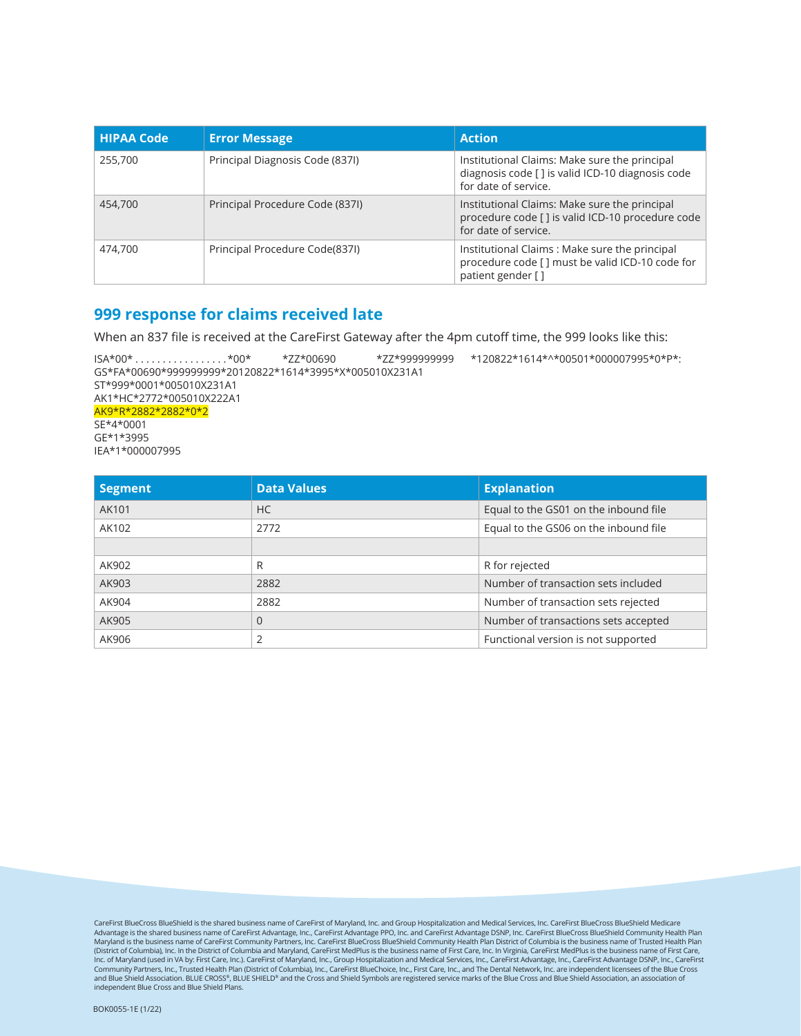| HIPAA Code | Error Message | Action |
| --- | --- | --- |
| 255,700 | Principal Diagnosis Code (837I) | Institutional Claims: Make sure the principal diagnosis code [ ] is valid ICD-10 diagnosis code for date of service. |
| 454,700 | Principal Procedure Code (837I) | Institutional Claims: Make sure the principal procedure code [ ] is valid ICD-10 procedure code for date of service. |
| 474,700 | Principal Procedure Code(837I) | Institutional Claims : Make sure the principal procedure code [ ] must be valid ICD-10 code for patient gender [ ] |

## 999 response for claims received late

When an 837 file is received at the CareFirst Gateway after the 4pm cutoff time, the 999 looks like this:

```
ISA*00*. . . . . . . . . . . . . . . . .*00*        *ZZ*00690          *ZZ*999999999     *120822*1614*^*00501*000007995*0*P*:
GS*FA*00690*999999999*20120822*1614*3995*X*005010X231A1
ST*999*0001*005010X231A1
AK1*HC*2772*005010X222A1
AK9*R*2882*2882*0*2
SE*4*0001
GE*1*3995
IEA*1*000007995
```

| Segment | Data Values | Explanation |
| --- | --- | --- |
| AK101 | HC | Equal to the GS01 on the inbound file |
| AK102 | 2772 | Equal to the GS06 on the inbound file |
| | | |
| AK902 | R | R for rejected |
| AK903 | 2882 | Number of transaction sets included |
| AK904 | 2882 | Number of transaction sets rejected |
| AK905 | 0 | Number of transactions sets accepted |
| AK906 | 2 | Functional version is not supported |

CareFirst BlueCross BlueShield is the shared business name of CareFirst of Maryland, Inc. and Group Hospitalization and Medical Services, Inc. CareFirst BlueCross BlueShield Medicare Advantage is the shared business name of CareFirst Advantage, Inc., CareFirst Advantage PPO, Inc. and CareFirst Advantage DSNP, Inc. CareFirst BlueCross BlueShield Community Health Plan Maryland is the business name of CareFirst Community Partners, Inc. CareFirst BlueCross BlueShield Community Health Plan District of Columbia is the business name of Trusted Health Plan (District of Columbia), Inc. In the District of Columbia and Maryland, CareFirst MedPlus is the business name of First Care, Inc. In Virginia, CareFirst MedPlus is the business name of First Care, Inc. of Maryland (used in VA by: First Care, Inc.). CareFirst of Maryland, Inc., Group Hospitalization and Medical Services, Inc., CareFirst Advantage, Inc., CareFirst Advantage DSNP, Inc., CareFirst Community Partners, Inc., Trusted Health Plan (District of Columbia), Inc., CareFirst BlueChoice, Inc., First Care, Inc., and The Dental Network, Inc. are independent licensees of the Blue Cross and Blue Shield Association. BLUE CROSS®, BLUE SHIELD® and the Cross and Shield Symbols are registered service marks of the Blue Cross and Blue Shield Association, an association of independent Blue Cross and Blue Shield Plans.

BOK0055-1E (1/22)